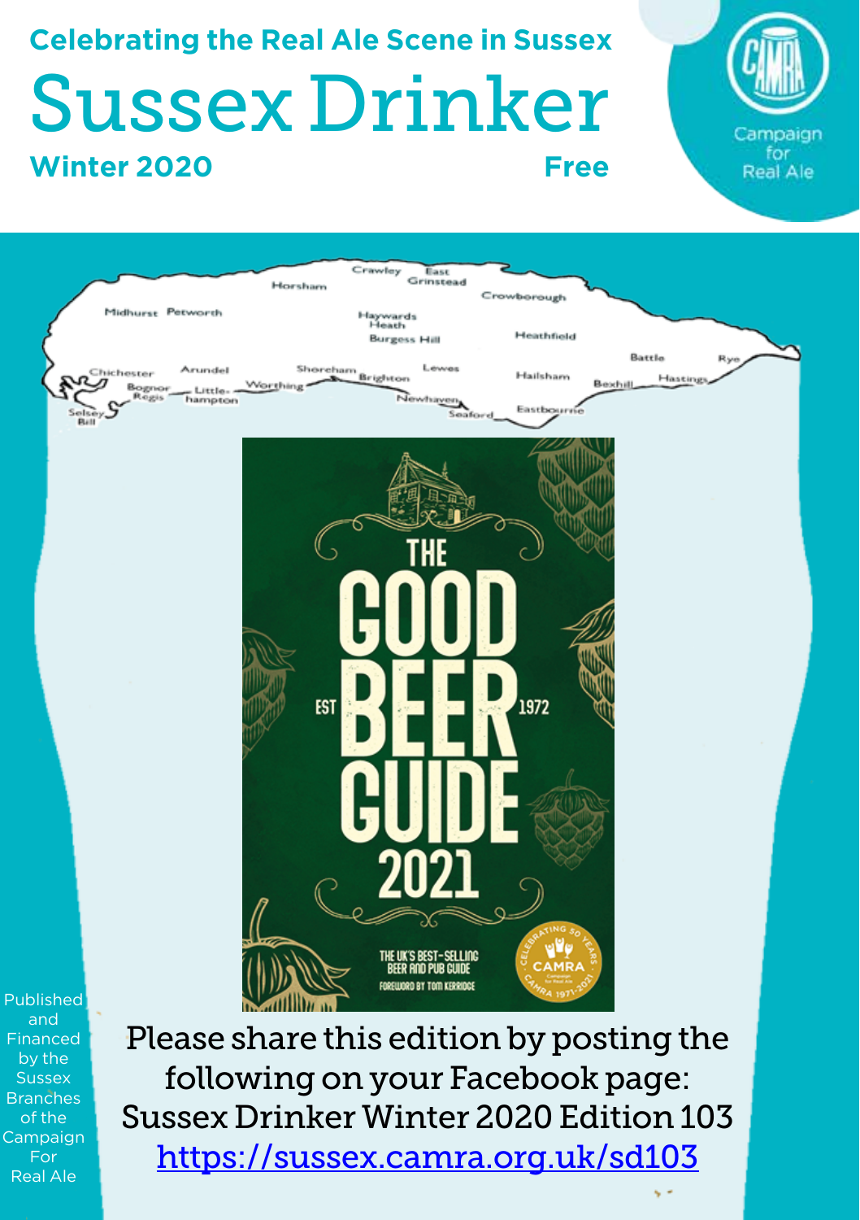Celebrating the Real Ale Scene in Sussex

# Sussex Drinker

**Winter 2020** **Free**

Campaign for Real Ale

Published and Financed by the Sussex Branches of the Campaign For Real Ale

Please share this edition by posting the following on your Facebook page:
Sussex Drinker Winter 2020 Edition 103
https://sussex.camra.org.uk/sd103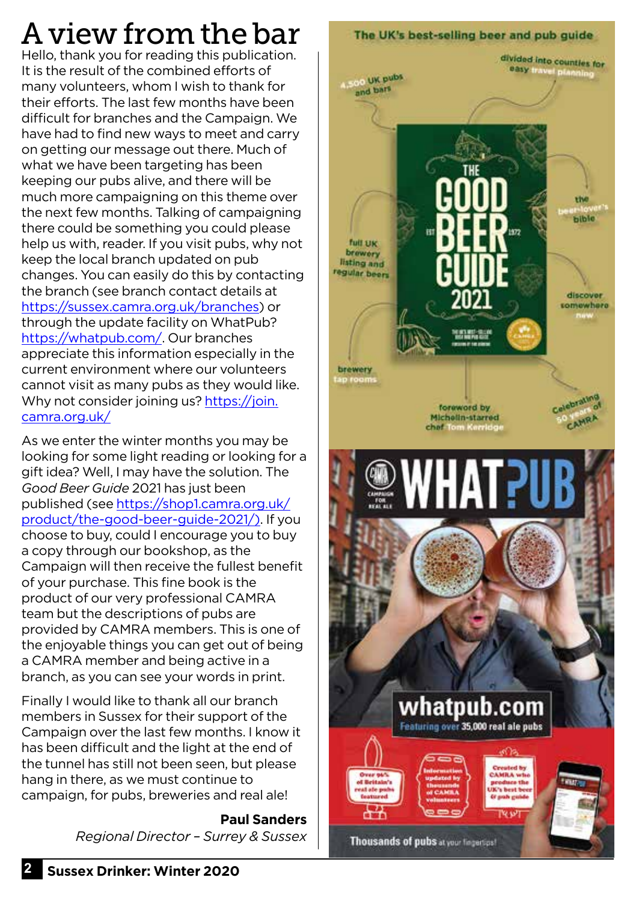# A view from the bar

Hello, thank you for reading this publication. It is the result of the combined efforts of many volunteers, whom I wish to thank for their efforts. The last few months have been difficult for branches and the Campaign. We have had to find new ways to meet and carry on getting our message out there. Much of what we have been targeting has been keeping our pubs alive, and there will be much more campaigning on this theme over the next few months. Talking of campaigning there could be something you could please help us with, reader. If you visit pubs, why not keep the local branch updated on pub changes. You can easily do this by contacting the branch (see branch contact details at https://sussex.camra.org.uk/branches) or through the update facility on WhatPub? https://whatpub.com/. Our branches appreciate this information especially in the current environment where our volunteers cannot visit as many pubs as they would like. Why not consider joining us? https://join.camra.org.uk/

As we enter the winter months you may be looking for some light reading or looking for a gift idea? Well, I may have the solution. The *Good Beer Guide* 2021 has just been published (see https://shop1.camra.org.uk/product/the-good-beer-guide-2021/). If you choose to buy, could I encourage you to buy a copy through our bookshop, as the Campaign will then receive the fullest benefit of your purchase. This fine book is the product of our very professional CAMRA team but the descriptions of pubs are provided by CAMRA members. This is one of the enjoyable things you can get out of being a CAMRA member and being active in a branch, as you can see your words in print.

Finally I would like to thank all our branch members in Sussex for their support of the Campaign over the last few months. I know it has been difficult and the light at the end of the tunnel has still not been seen, but please hang in there, as we must continue to campaign, for pubs, breweries and real ale!

**Paul Sanders**
*Regional Director – Surrey & Sussex*

The UK's best-selling beer and pub guide

THE GOOD BEER GUIDE 2021

4,500 UK pubs and bars · divided into counties for easy travel planning · the beer-lover's bible · full UK brewery listing and regular beers · discover somewhere new · brewery tap rooms · foreword by Michelin-starred chef Tom Kerridge · Celebrating 50 years of CAMRA

WHATPUB

whatpub.com
Featuring over 35,000 real ale pubs

Over 96% of Britain's real ale pubs featured · Information updated by thousands of CAMRA volunteers · Created by CAMRA who produce the UK's best beer & pub guide

Thousands of pubs at your fingertips!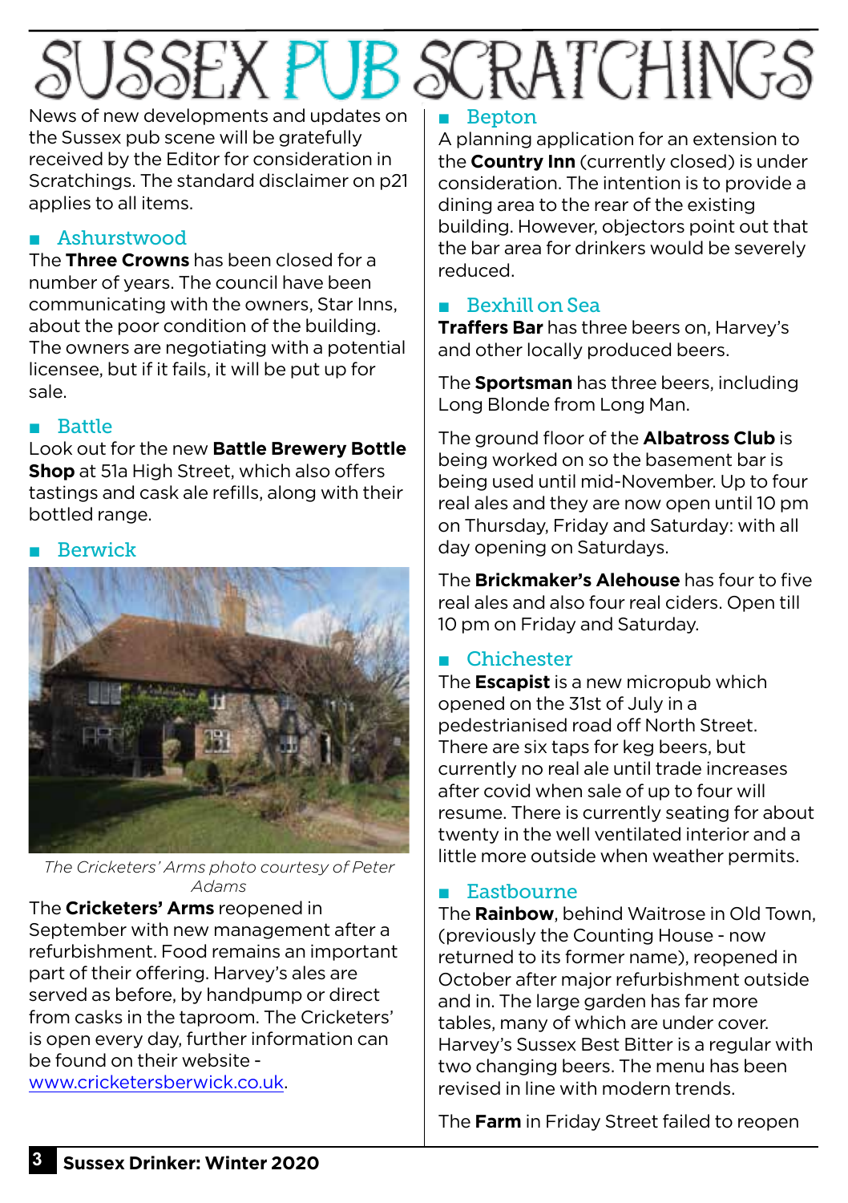# SUSSEX PUB SCRATCHINGS

News of new developments and updates on the Sussex pub scene will be gratefully received by the Editor for consideration in Scratchings. The standard disclaimer on p21 applies to all items.

## Ashurstwood

The **Three Crowns** has been closed for a number of years. The council have been communicating with the owners, Star Inns, about the poor condition of the building. The owners are negotiating with a potential licensee, but if it fails, it will be put up for sale.

## Battle

Look out for the new **Battle Brewery Bottle Shop** at 51a High Street, which also offers tastings and cask ale refills, along with their bottled range.

## Berwick

*The Cricketers' Arms photo courtesy of Peter Adams*

The **Cricketers' Arms** reopened in September with new management after a refurbishment. Food remains an important part of their offering. Harvey's ales are served as before, by handpump or direct from casks in the taproom. The Cricketers' is open every day, further information can be found on their website - www.cricketersberwick.co.uk.

## Bepton

A planning application for an extension to the **Country Inn** (currently closed) is under consideration. The intention is to provide a dining area to the rear of the existing building. However, objectors point out that the bar area for drinkers would be severely reduced.

## Bexhill on Sea

**Traffers Bar** has three beers on, Harvey's and other locally produced beers.

The **Sportsman** has three beers, including Long Blonde from Long Man.

The ground floor of the **Albatross Club** is being worked on so the basement bar is being used until mid-November. Up to four real ales and they are now open until 10 pm on Thursday, Friday and Saturday: with all day opening on Saturdays.

The **Brickmaker's Alehouse** has four to five real ales and also four real ciders. Open till 10 pm on Friday and Saturday.

## Chichester

The **Escapist** is a new micropub which opened on the 31st of July in a pedestrianised road off North Street. There are six taps for keg beers, but currently no real ale until trade increases after covid when sale of up to four will resume. There is currently seating for about twenty in the well ventilated interior and a little more outside when weather permits.

## Eastbourne

The **Rainbow**, behind Waitrose in Old Town, (previously the Counting House - now returned to its former name), reopened in October after major refurbishment outside and in. The large garden has far more tables, many of which are under cover. Harvey's Sussex Best Bitter is a regular with two changing beers. The menu has been revised in line with modern trends.

The **Farm** in Friday Street failed to reopen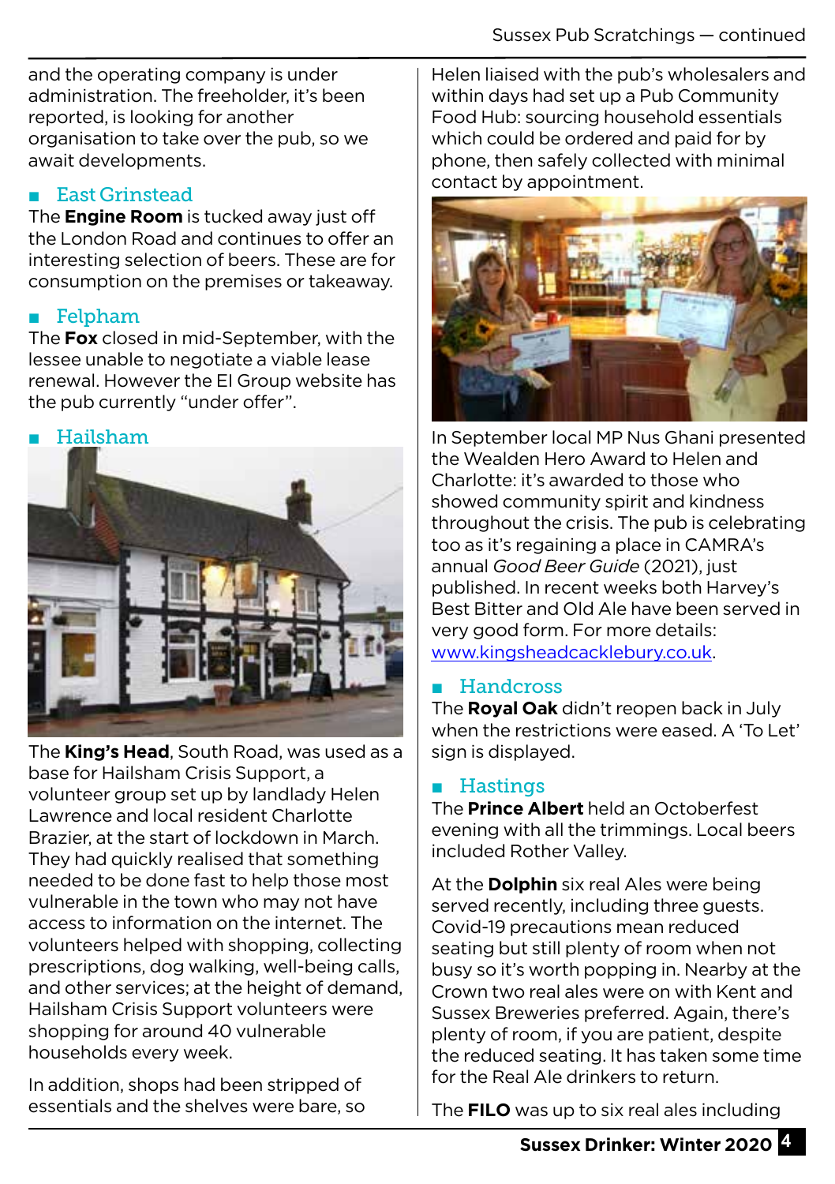and the operating company is under administration. The freeholder, it's been reported, is looking for another organisation to take over the pub, so we await developments.

## East Grinstead

The **Engine Room** is tucked away just off the London Road and continues to offer an interesting selection of beers. These are for consumption on the premises or takeaway.

## Felpham

The **Fox** closed in mid-September, with the lessee unable to negotiate a viable lease renewal. However the EI Group website has the pub currently "under offer".

## Hailsham

The **King's Head**, South Road, was used as a base for Hailsham Crisis Support, a volunteer group set up by landlady Helen Lawrence and local resident Charlotte Brazier, at the start of lockdown in March. They had quickly realised that something needed to be done fast to help those most vulnerable in the town who may not have access to information on the internet. The volunteers helped with shopping, collecting prescriptions, dog walking, well-being calls, and other services; at the height of demand, Hailsham Crisis Support volunteers were shopping for around 40 vulnerable households every week.

In addition, shops had been stripped of essentials and the shelves were bare, so Helen liaised with the pub's wholesalers and within days had set up a Pub Community Food Hub: sourcing household essentials which could be ordered and paid for by phone, then safely collected with minimal contact by appointment.

In September local MP Nus Ghani presented the Wealden Hero Award to Helen and Charlotte: it's awarded to those who showed community spirit and kindness throughout the crisis. The pub is celebrating too as it's regaining a place in CAMRA's annual *Good Beer Guide* (2021), just published. In recent weeks both Harvey's Best Bitter and Old Ale have been served in very good form. For more details: www.kingsheadcacklebury.co.uk.

## Handcross

The **Royal Oak** didn't reopen back in July when the restrictions were eased. A 'To Let' sign is displayed.

## Hastings

The **Prince Albert** held an Octoberfest evening with all the trimmings. Local beers included Rother Valley.

At the **Dolphin** six real Ales were being served recently, including three guests. Covid-19 precautions mean reduced seating but still plenty of room when not busy so it's worth popping in. Nearby at the Crown two real ales were on with Kent and Sussex Breweries preferred. Again, there's plenty of room, if you are patient, despite the reduced seating. It has taken some time for the Real Ale drinkers to return.

The **FILO** was up to six real ales including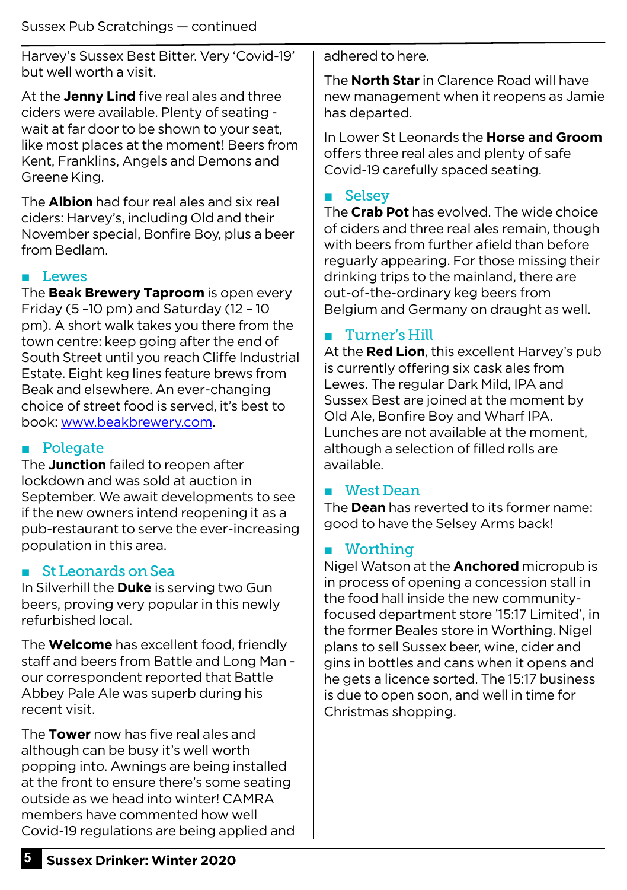Harvey's Sussex Best Bitter. Very 'Covid-19' but well worth a visit.

At the **Jenny Lind** five real ales and three ciders were available. Plenty of seating - wait at far door to be shown to your seat, like most places at the moment! Beers from Kent, Franklins, Angels and Demons and Greene King.

The **Albion** had four real ales and six real ciders: Harvey's, including Old and their November special, Bonfire Boy, plus a beer from Bedlam.

## Lewes

The **Beak Brewery Taproom** is open every Friday (5 –10 pm) and Saturday (12 – 10 pm). A short walk takes you there from the town centre: keep going after the end of South Street until you reach Cliffe Industrial Estate. Eight keg lines feature brews from Beak and elsewhere. An ever-changing choice of street food is served, it's best to book: www.beakbrewery.com.

## Polegate

The **Junction** failed to reopen after lockdown and was sold at auction in September. We await developments to see if the new owners intend reopening it as a pub-restaurant to serve the ever-increasing population in this area.

## St Leonards on Sea

In Silverhill the **Duke** is serving two Gun beers, proving very popular in this newly refurbished local.

The **Welcome** has excellent food, friendly staff and beers from Battle and Long Man - our correspondent reported that Battle Abbey Pale Ale was superb during his recent visit.

The **Tower** now has five real ales and although can be busy it's well worth popping into. Awnings are being installed at the front to ensure there's some seating outside as we head into winter! CAMRA members have commented how well Covid-19 regulations are being applied and adhered to here.

The **North Star** in Clarence Road will have new management when it reopens as Jamie has departed.

In Lower St Leonards the **Horse and Groom** offers three real ales and plenty of safe Covid-19 carefully spaced seating.

## Selsey

The **Crab Pot** has evolved. The wide choice of ciders and three real ales remain, though with beers from further afield than before reguarly appearing. For those missing their drinking trips to the mainland, there are out-of-the-ordinary keg beers from Belgium and Germany on draught as well.

## Turner's Hill

At the **Red Lion**, this excellent Harvey's pub is currently offering six cask ales from Lewes. The regular Dark Mild, IPA and Sussex Best are joined at the moment by Old Ale, Bonfire Boy and Wharf IPA. Lunches are not available at the moment, although a selection of filled rolls are available.

## West Dean

The **Dean** has reverted to its former name: good to have the Selsey Arms back!

## Worthing

Nigel Watson at the **Anchored** micropub is in process of opening a concession stall in the food hall inside the new community-focused department store '15:17 Limited', in the former Beales store in Worthing. Nigel plans to sell Sussex beer, wine, cider and gins in bottles and cans when it opens and he gets a licence sorted. The 15:17 business is due to open soon, and well in time for Christmas shopping.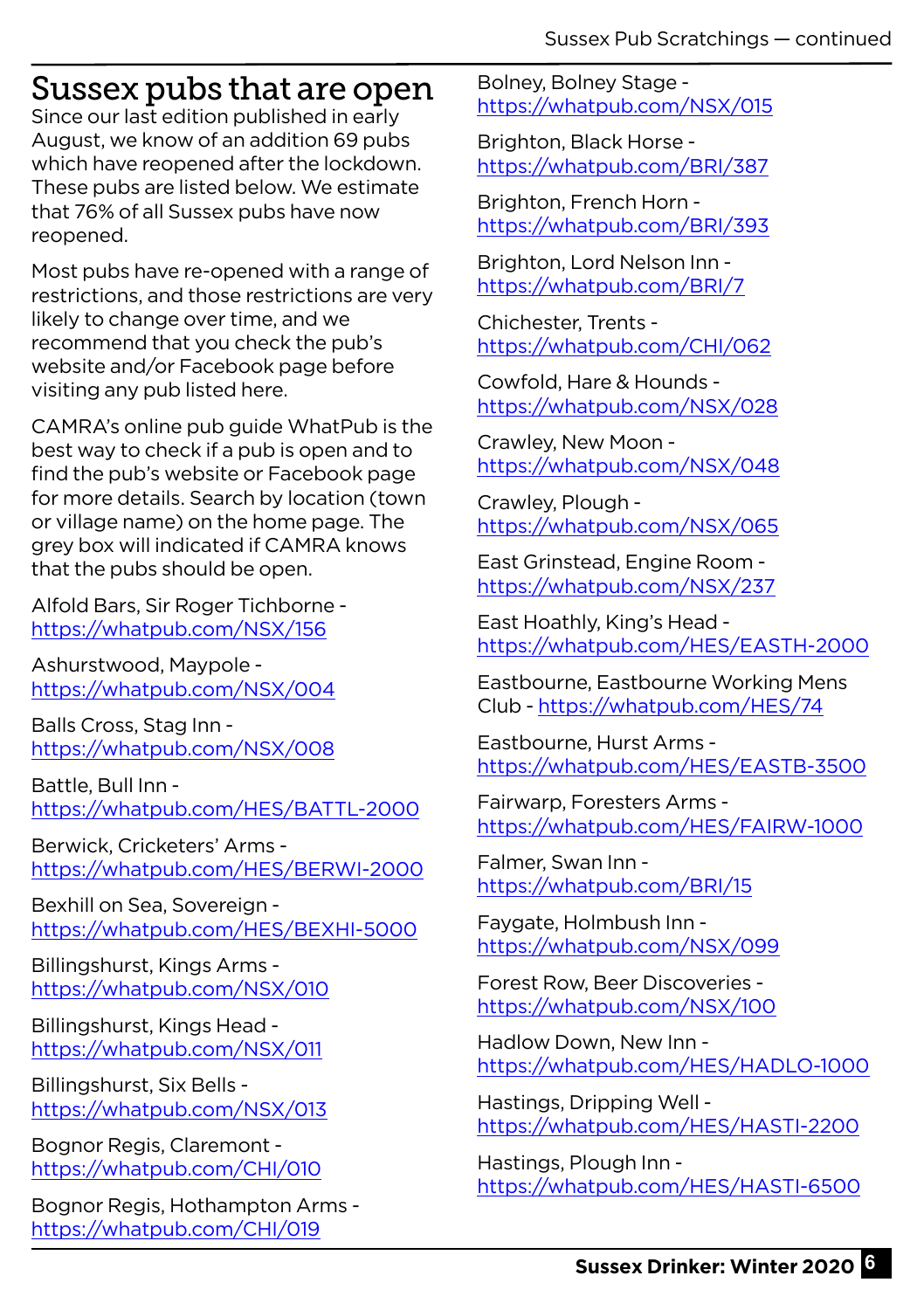# Sussex pubs that are open

Since our last edition published in early August, we know of an addition 69 pubs which have reopened after the lockdown. These pubs are listed below. We estimate that 76% of all Sussex pubs have now reopened.

Most pubs have re-opened with a range of restrictions, and those restrictions are very likely to change over time, and we recommend that you check the pub's website and/or Facebook page before visiting any pub listed here.

CAMRA's online pub guide WhatPub is the best way to check if a pub is open and to find the pub's website or Facebook page for more details. Search by location (town or village name) on the home page. The grey box will indicated if CAMRA knows that the pubs should be open.

Alfold Bars, Sir Roger Tichborne - https://whatpub.com/NSX/156

Ashurstwood, Maypole - https://whatpub.com/NSX/004

Balls Cross, Stag Inn - https://whatpub.com/NSX/008

Battle, Bull Inn - https://whatpub.com/HES/BATTL-2000

Berwick, Cricketers' Arms - https://whatpub.com/HES/BERWI-2000

Bexhill on Sea, Sovereign - https://whatpub.com/HES/BEXHI-5000

Billingshurst, Kings Arms - https://whatpub.com/NSX/010

Billingshurst, Kings Head - https://whatpub.com/NSX/011

Billingshurst, Six Bells - https://whatpub.com/NSX/013

Bognor Regis, Claremont - https://whatpub.com/CHI/010

Bognor Regis, Hothampton Arms - https://whatpub.com/CHI/019

Bolney, Bolney Stage - https://whatpub.com/NSX/015

Brighton, Black Horse - https://whatpub.com/BRI/387

Brighton, French Horn - https://whatpub.com/BRI/393

Brighton, Lord Nelson Inn - https://whatpub.com/BRI/7

Chichester, Trents - https://whatpub.com/CHI/062

Cowfold, Hare & Hounds - https://whatpub.com/NSX/028

Crawley, New Moon - https://whatpub.com/NSX/048

Crawley, Plough - https://whatpub.com/NSX/065

East Grinstead, Engine Room - https://whatpub.com/NSX/237

East Hoathly, King's Head - https://whatpub.com/HES/EASTH-2000

Eastbourne, Eastbourne Working Mens Club - https://whatpub.com/HES/74

Eastbourne, Hurst Arms - https://whatpub.com/HES/EASTB-3500

Fairwarp, Foresters Arms - https://whatpub.com/HES/FAIRW-1000

Falmer, Swan Inn - https://whatpub.com/BRI/15

Faygate, Holmbush Inn - https://whatpub.com/NSX/099

Forest Row, Beer Discoveries - https://whatpub.com/NSX/100

Hadlow Down, New Inn - https://whatpub.com/HES/HADLO-1000

Hastings, Dripping Well - https://whatpub.com/HES/HASTI-2200

Hastings, Plough Inn - https://whatpub.com/HES/HASTI-6500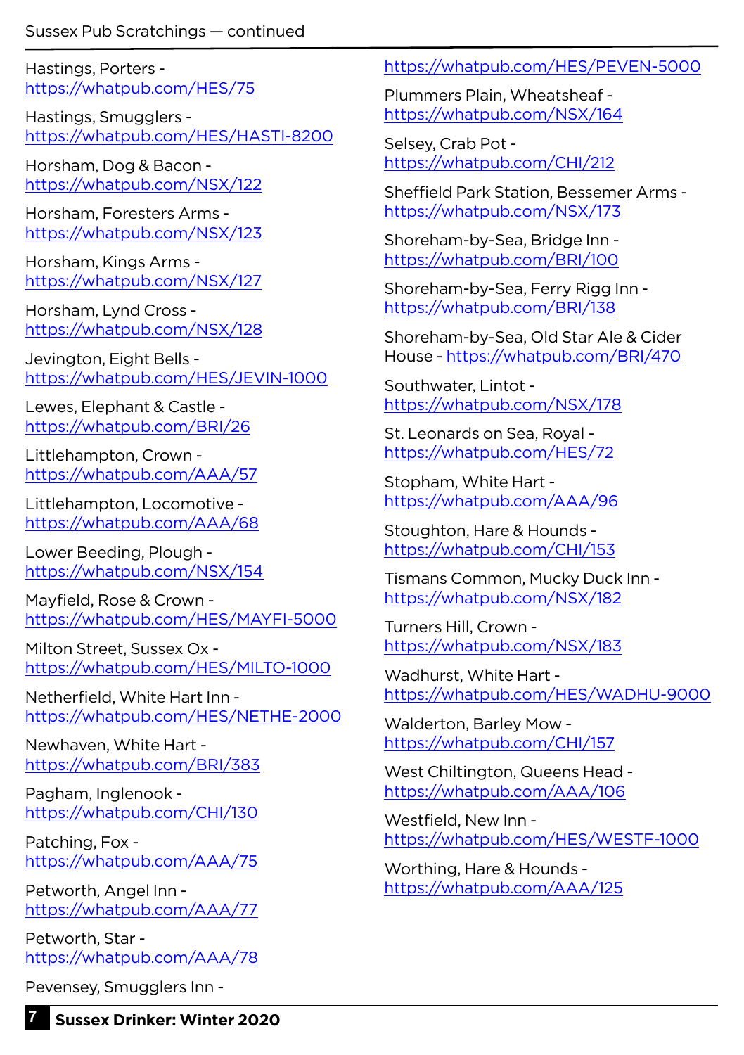Hastings, Porters - https://whatpub.com/HES/75

Hastings, Smugglers - https://whatpub.com/HES/HASTI-8200

Horsham, Dog & Bacon - https://whatpub.com/NSX/122

Horsham, Foresters Arms - https://whatpub.com/NSX/123

Horsham, Kings Arms - https://whatpub.com/NSX/127

Horsham, Lynd Cross - https://whatpub.com/NSX/128

Jevington, Eight Bells - https://whatpub.com/HES/JEVIN-1000

Lewes, Elephant & Castle - https://whatpub.com/BRI/26

Littlehampton, Crown - https://whatpub.com/AAA/57

Littlehampton, Locomotive - https://whatpub.com/AAA/68

Lower Beeding, Plough - https://whatpub.com/NSX/154

Mayfield, Rose & Crown - https://whatpub.com/HES/MAYFI-5000

Milton Street, Sussex Ox - https://whatpub.com/HES/MILTO-1000

Netherfield, White Hart Inn - https://whatpub.com/HES/NETHE-2000

Newhaven, White Hart - https://whatpub.com/BRI/383

Pagham, Inglenook - https://whatpub.com/CHI/130

Patching, Fox - https://whatpub.com/AAA/75

Petworth, Angel Inn - https://whatpub.com/AAA/77

Petworth, Star - https://whatpub.com/AAA/78

Pevensey, Smugglers Inn - https://whatpub.com/HES/PEVEN-5000

Plummers Plain, Wheatsheaf - https://whatpub.com/NSX/164

Selsey, Crab Pot - https://whatpub.com/CHI/212

Sheffield Park Station, Bessemer Arms - https://whatpub.com/NSX/173

Shoreham-by-Sea, Bridge Inn - https://whatpub.com/BRI/100

Shoreham-by-Sea, Ferry Rigg Inn - https://whatpub.com/BRI/138

Shoreham-by-Sea, Old Star Ale & Cider House - https://whatpub.com/BRI/470

Southwater, Lintot - https://whatpub.com/NSX/178

St. Leonards on Sea, Royal - https://whatpub.com/HES/72

Stopham, White Hart - https://whatpub.com/AAA/96

Stoughton, Hare & Hounds - https://whatpub.com/CHI/153

Tismans Common, Mucky Duck Inn - https://whatpub.com/NSX/182

Turners Hill, Crown - https://whatpub.com/NSX/183

Wadhurst, White Hart - https://whatpub.com/HES/WADHU-9000

Walderton, Barley Mow - https://whatpub.com/CHI/157

West Chiltington, Queens Head - https://whatpub.com/AAA/106

Westfield, New Inn - https://whatpub.com/HES/WESTF-1000

Worthing, Hare & Hounds - https://whatpub.com/AAA/125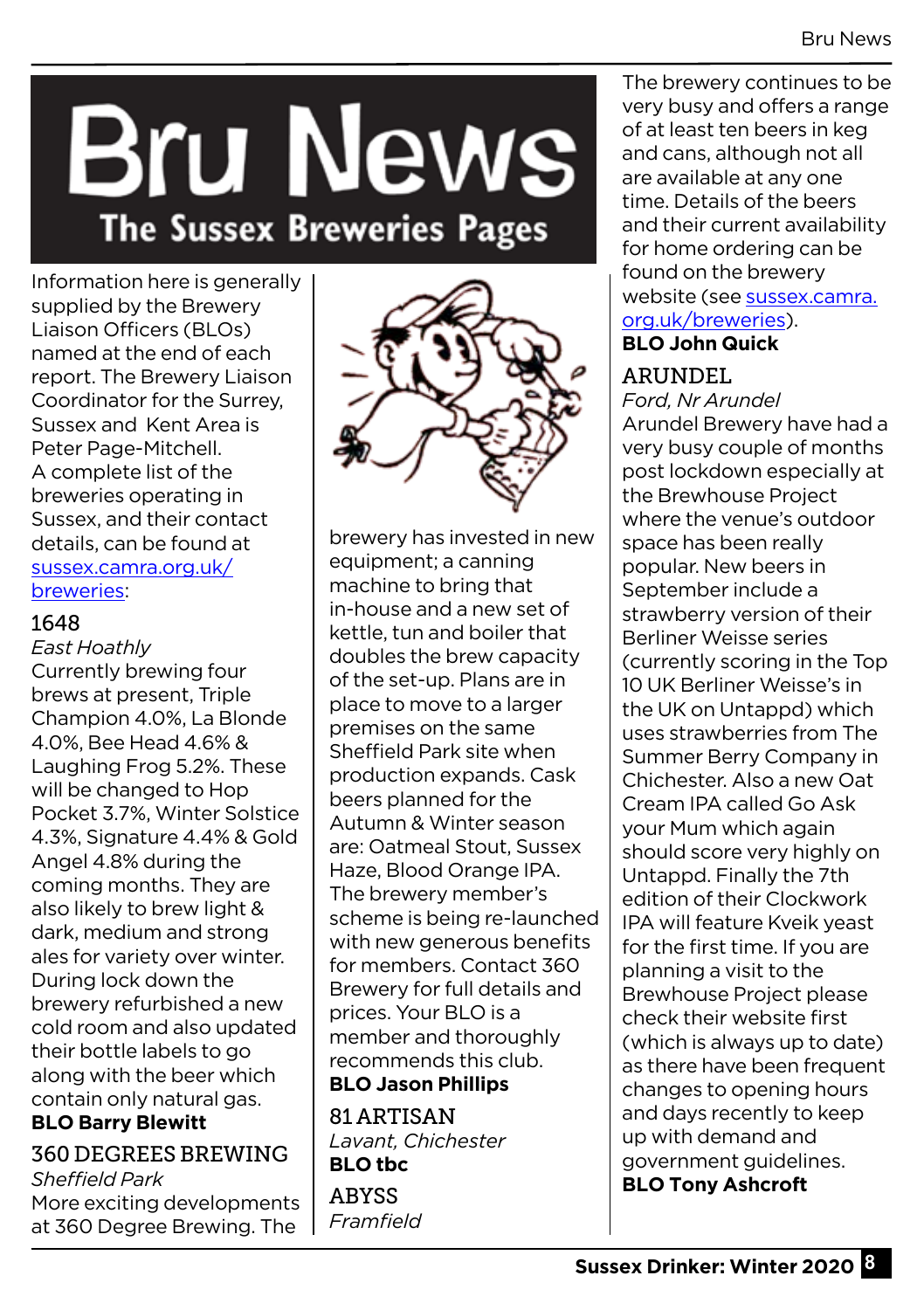# Bru News

## The Sussex Breweries Pages

Information here is generally supplied by the Brewery Liaison Officers (BLOs) named at the end of each report. The Brewery Liaison Coordinator for the Surrey, Sussex and Kent Area is Peter Page-Mitchell. A complete list of the breweries operating in Sussex, and their contact details, can be found at sussex.camra.org.uk/breweries:

### 1648

*East Hoathly*

Currently brewing four brews at present, Triple Champion 4.0%, La Blonde 4.0%, Bee Head 4.6% & Laughing Frog 5.2%. These will be changed to Hop Pocket 3.7%, Winter Solstice 4.3%, Signature 4.4% & Gold Angel 4.8% during the coming months. They are also likely to brew light & dark, medium and strong ales for variety over winter. During lock down the brewery refurbished a new cold room and also updated their bottle labels to go along with the beer which contain only natural gas.

**BLO Barry Blewitt**

### 360 DEGREES BREWING

*Sheffield Park*

More exciting developments at 360 Degree Brewing. The brewery has invested in new equipment; a canning machine to bring that in-house and a new set of kettle, tun and boiler that doubles the brew capacity of the set-up. Plans are in place to move to a larger premises on the same Sheffield Park site when production expands. Cask beers planned for the Autumn & Winter season are: Oatmeal Stout, Sussex Haze, Blood Orange IPA. The brewery member's scheme is being re-launched with new generous benefits for members. Contact 360 Brewery for full details and prices. Your BLO is a member and thoroughly recommends this club.

**BLO Jason Phillips**

### 81 ARTISAN

*Lavant, Chichester*

**BLO tbc**

### ABYSS

*Framfield*

The brewery continues to be very busy and offers a range of at least ten beers in keg and cans, although not all are available at any one time. Details of the beers and their current availability for home ordering can be found on the brewery website (see sussex.camra.org.uk/breweries).

**BLO John Quick**

### ARUNDEL

*Ford, Nr Arundel*

Arundel Brewery have had a very busy couple of months post lockdown especially at the Brewhouse Project where the venue's outdoor space has been really popular. New beers in September include a strawberry version of their Berliner Weisse series (currently scoring in the Top 10 UK Berliner Weisse's in the UK on Untappd) which uses strawberries from The Summer Berry Company in Chichester. Also a new Oat Cream IPA called Go Ask your Mum which again should score very highly on Untappd. Finally the 7th edition of their Clockwork IPA will feature Kveik yeast for the first time. If you are planning a visit to the Brewhouse Project please check their website first (which is always up to date) as there have been frequent changes to opening hours and days recently to keep up with demand and government guidelines.

**BLO Tony Ashcroft**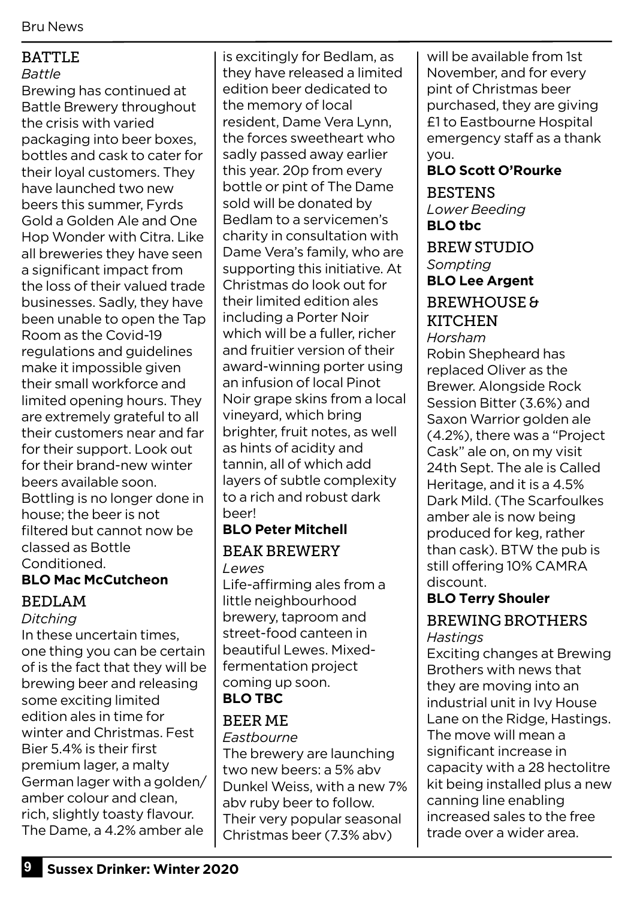## BATTLE

*Battle*

Brewing has continued at Battle Brewery throughout the crisis with varied packaging into beer boxes, bottles and cask to cater for their loyal customers. They have launched two new beers this summer, Fyrds Gold a Golden Ale and One Hop Wonder with Citra. Like all breweries they have seen a significant impact from the loss of their valued trade businesses. Sadly, they have been unable to open the Tap Room as the Covid-19 regulations and guidelines make it impossible given their small workforce and limited opening hours. They are extremely grateful to all their customers near and far for their support. Look out for their brand-new winter beers available soon. Bottling is no longer done in house; the beer is not filtered but cannot now be classed as Bottle Conditioned.

**BLO Mac McCutcheon**

## BEDLAM

*Ditching*

In these uncertain times, one thing you can be certain of is the fact that they will be brewing beer and releasing some exciting limited edition ales in time for winter and Christmas. Fest Bier 5.4% is their first premium lager, a malty German lager with a golden/amber colour and clean, rich, slightly toasty flavour. The Dame, a 4.2% amber ale is excitingly for Bedlam, as they have released a limited edition beer dedicated to the memory of local resident, Dame Vera Lynn, the forces sweetheart who sadly passed away earlier this year. 20p from every bottle or pint of The Dame sold will be donated by Bedlam to a servicemen's charity in consultation with Dame Vera's family, who are supporting this initiative. At Christmas do look out for their limited edition ales including a Porter Noir which will be a fuller, richer and fruitier version of their award-winning porter using an infusion of local Pinot Noir grape skins from a local vineyard, which bring brighter, fruit notes, as well as hints of acidity and tannin, all of which add layers of subtle complexity to a rich and robust dark beer!

**BLO Peter Mitchell**

## BEAK BREWERY

*Lewes*

Life-affirming ales from a little neighbourhood brewery, taproom and street-food canteen in beautiful Lewes. Mixed-fermentation project coming up soon.

**BLO TBC**

## BEER ME

*Eastbourne*

The brewery are launching two new beers: a 5% abv Dunkel Weiss, with a new 7% abv ruby beer to follow. Their very popular seasonal Christmas beer (7.3% abv) will be available from 1st November, and for every pint of Christmas beer purchased, they are giving £1 to Eastbourne Hospital emergency staff as a thank you.

**BLO Scott O'Rourke**

## BESTENS

*Lower Beeding*

**BLO tbc**

## BREW STUDIO

*Sompting*

**BLO Lee Argent**

## BREWHOUSE & KITCHEN

*Horsham*

Robin Shepheard has replaced Oliver as the Brewer. Alongside Rock Session Bitter (3.6%) and Saxon Warrior golden ale (4.2%), there was a "Project Cask" ale on, on my visit 24th Sept. The ale is Called Heritage, and it is a 4.5% Dark Mild. (The Scarfoulkes amber ale is now being produced for keg, rather than cask). BTW the pub is still offering 10% CAMRA discount.

**BLO Terry Shouler**

## BREWING BROTHERS

*Hastings*

Exciting changes at Brewing Brothers with news that they are moving into an industrial unit in Ivy House Lane on the Ridge, Hastings. The move will mean a significant increase in capacity with a 28 hectolitre kit being installed plus a new canning line enabling increased sales to the free trade over a wider area.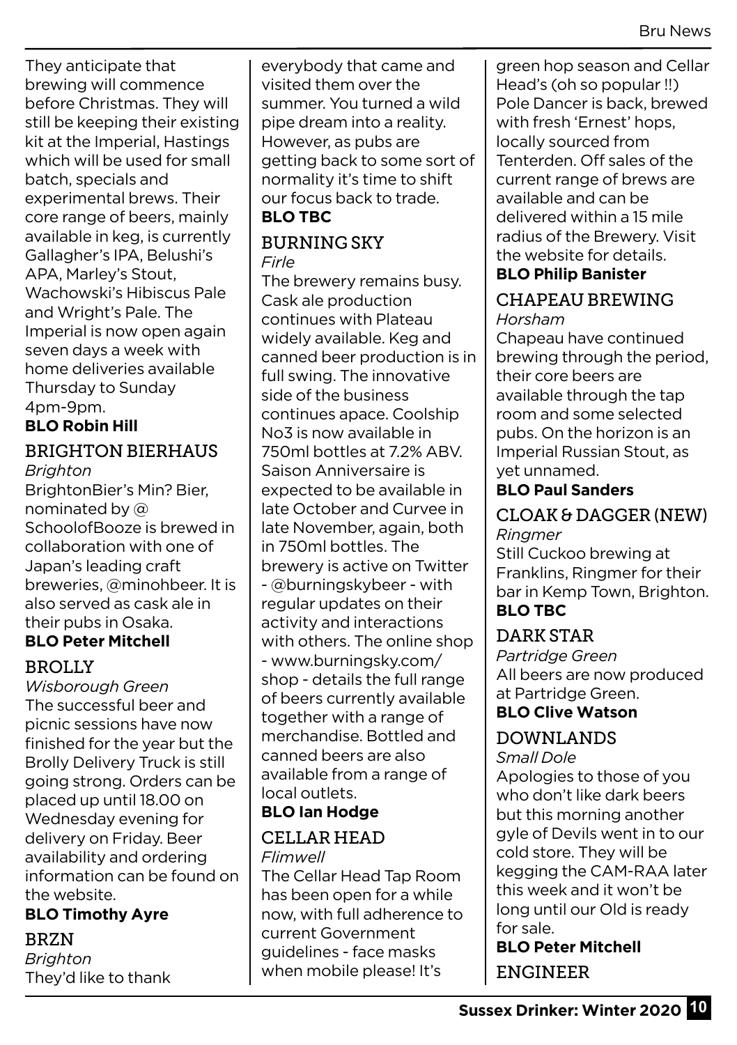They anticipate that brewing will commence before Christmas. They will still be keeping their existing kit at the Imperial, Hastings which will be used for small batch, specials and experimental brews. Their core range of beers, mainly available in keg, is currently Gallagher's IPA, Belushi's APA, Marley's Stout, Wachowski's Hibiscus Pale and Wright's Pale. The Imperial is now open again seven days a week with home deliveries available Thursday to Sunday 4pm-9pm.

**BLO Robin Hill**

## BRIGHTON BIERHAUS

*Brighton*

BrightonBier's Min? Bier, nominated by @SchoolofBooze is brewed in collaboration with one of Japan's leading craft breweries, @minohbeer. It is also served as cask ale in their pubs in Osaka.

**BLO Peter Mitchell**

## BROLLY

*Wisborough Green*

The successful beer and picnic sessions have now finished for the year but the Brolly Delivery Truck is still going strong. Orders can be placed up until 18.00 on Wednesday evening for delivery on Friday. Beer availability and ordering information can be found on the website.

**BLO Timothy Ayre**

## BRZN

*Brighton*

They'd like to thank everybody that came and visited them over the summer. You turned a wild pipe dream into a reality. However, as pubs are getting back to some sort of normality it's time to shift our focus back to trade.

**BLO TBC**

## BURNING SKY

*Firle*

The brewery remains busy. Cask ale production continues with Plateau widely available. Keg and canned beer production is in full swing. The innovative side of the business continues apace. Coolship No3 is now available in 750ml bottles at 7.2% ABV. Saison Anniversaire is expected to be available in late October and Curvee in late November, again, both in 750ml bottles. The brewery is active on Twitter - @burningskybeer - with regular updates on their activity and interactions with others. The online shop - www.burningsky.com/shop - details the full range of beers currently available together with a range of merchandise. Bottled and canned beers are also available from a range of local outlets.

**BLO Ian Hodge**

## CELLAR HEAD

*Flimwell*

The Cellar Head Tap Room has been open for a while now, with full adherence to current Government guidelines - face masks when mobile please! It's green hop season and Cellar Head's (oh so popular !!) Pole Dancer is back, brewed with fresh 'Ernest' hops, locally sourced from Tenterden. Off sales of the current range of brews are available and can be delivered within a 15 mile radius of the Brewery. Visit the website for details.

**BLO Philip Banister**

## CHAPEAU BREWING

*Horsham*

Chapeau have continued brewing through the period, their core beers are available through the tap room and some selected pubs. On the horizon is an Imperial Russian Stout, as yet unnamed.

**BLO Paul Sanders**

## CLOAK & DAGGER (NEW)

*Ringmer*

Still Cuckoo brewing at Franklins, Ringmer for their bar in Kemp Town, Brighton.

**BLO TBC**

## DARK STAR

*Partridge Green*

All beers are now produced at Partridge Green.

**BLO Clive Watson**

## DOWNLANDS

*Small Dole*

Apologies to those of you who don't like dark beers but this morning another gyle of Devils went in to our cold store. They will be kegging the CAM-RAA later this week and it won't be long until our Old is ready for sale.

**BLO Peter Mitchell**

## ENGINEER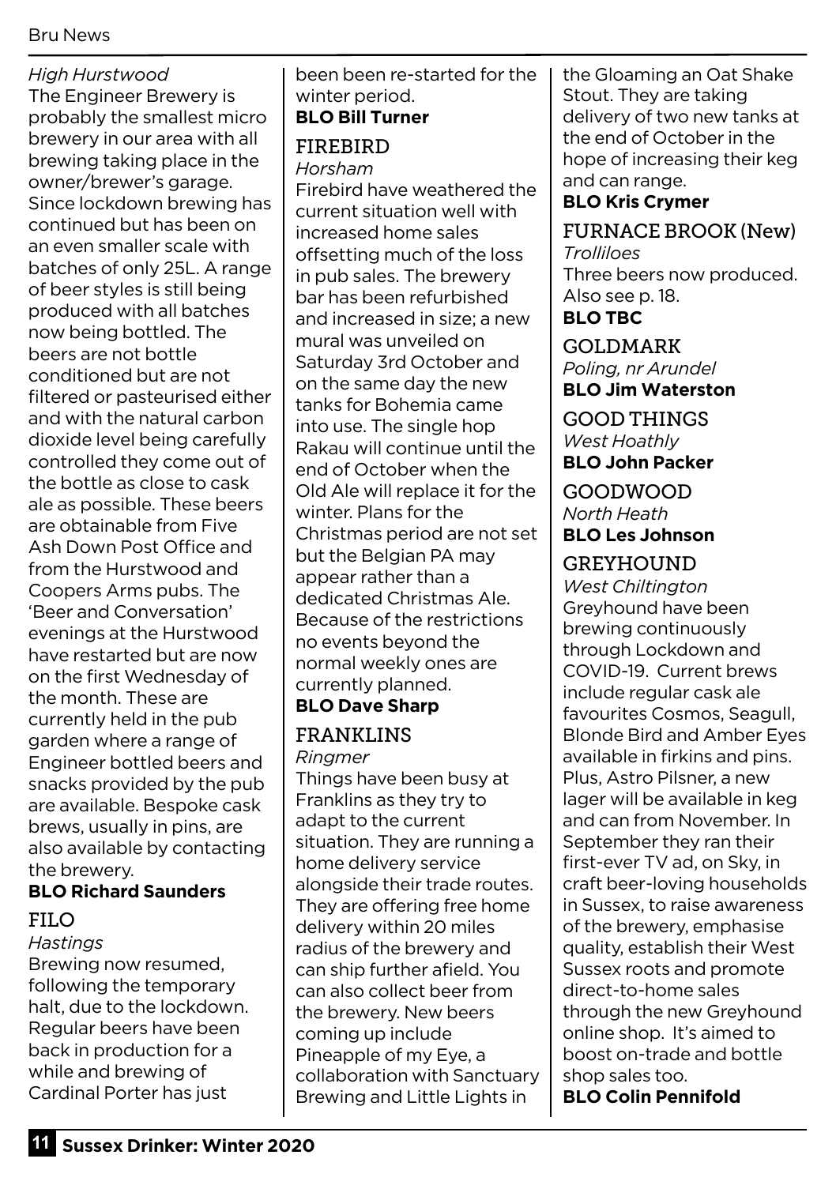*High Hurstwood*
The Engineer Brewery is probably the smallest micro brewery in our area with all brewing taking place in the owner/brewer's garage. Since lockdown brewing has continued but has been on an even smaller scale with batches of only 25L. A range of beer styles is still being produced with all batches now being bottled. The beers are not bottle conditioned but are not filtered or pasteurised either and with the natural carbon dioxide level being carefully controlled they come out of the bottle as close to cask ale as possible. These beers are obtainable from Five Ash Down Post Office and from the Hurstwood and Coopers Arms pubs. The 'Beer and Conversation' evenings at the Hurstwood have restarted but are now on the first Wednesday of the month. These are currently held in the pub garden where a range of Engineer bottled beers and snacks provided by the pub are available. Bespoke cask brews, usually in pins, are also available by contacting the brewery.
**BLO Richard Saunders**

## FILO
*Hastings*
Brewing now resumed, following the temporary halt, due to the lockdown. Regular beers have been back in production for a while and brewing of Cardinal Porter has just been been re-started for the winter period.
**BLO Bill Turner**

## FIREBIRD
*Horsham*
Firebird have weathered the current situation well with increased home sales offsetting much of the loss in pub sales. The brewery bar has been refurbished and increased in size; a new mural was unveiled on Saturday 3rd October and on the same day the new tanks for Bohemia came into use. The single hop Rakau will continue until the end of October when the Old Ale will replace it for the winter. Plans for the Christmas period are not set but the Belgian PA may appear rather than a dedicated Christmas Ale. Because of the restrictions no events beyond the normal weekly ones are currently planned.
**BLO Dave Sharp**

## FRANKLINS
*Ringmer*
Things have been busy at Franklins as they try to adapt to the current situation. They are running a home delivery service alongside their trade routes. They are offering free home delivery within 20 miles radius of the brewery and can ship further afield. You can also collect beer from the brewery. New beers coming up include Pineapple of my Eye, a collaboration with Sanctuary Brewing and Little Lights in the Gloaming an Oat Shake Stout. They are taking delivery of two new tanks at the end of October in the hope of increasing their keg and can range.
**BLO Kris Crymer**

## FURNACE BROOK (New)
*Trolliloes*
Three beers now produced. Also see p. 18.
**BLO TBC**

## GOLDMARK
*Poling, nr Arundel*
**BLO Jim Waterston**

## GOOD THINGS
*West Hoathly*
**BLO John Packer**

## GOODWOOD
*North Heath*
**BLO Les Johnson**

## GREYHOUND
*West Chiltington*
Greyhound have been brewing continuously through Lockdown and COVID-19. Current brews include regular cask ale favourites Cosmos, Seagull, Blonde Bird and Amber Eyes available in firkins and pins. Plus, Astro Pilsner, a new lager will be available in keg and can from November. In September they ran their first-ever TV ad, on Sky, in craft beer-loving households in Sussex, to raise awareness of the brewery, emphasise quality, establish their West Sussex roots and promote direct-to-home sales through the new Greyhound online shop. It's aimed to boost on-trade and bottle shop sales too.
**BLO Colin Pennifold**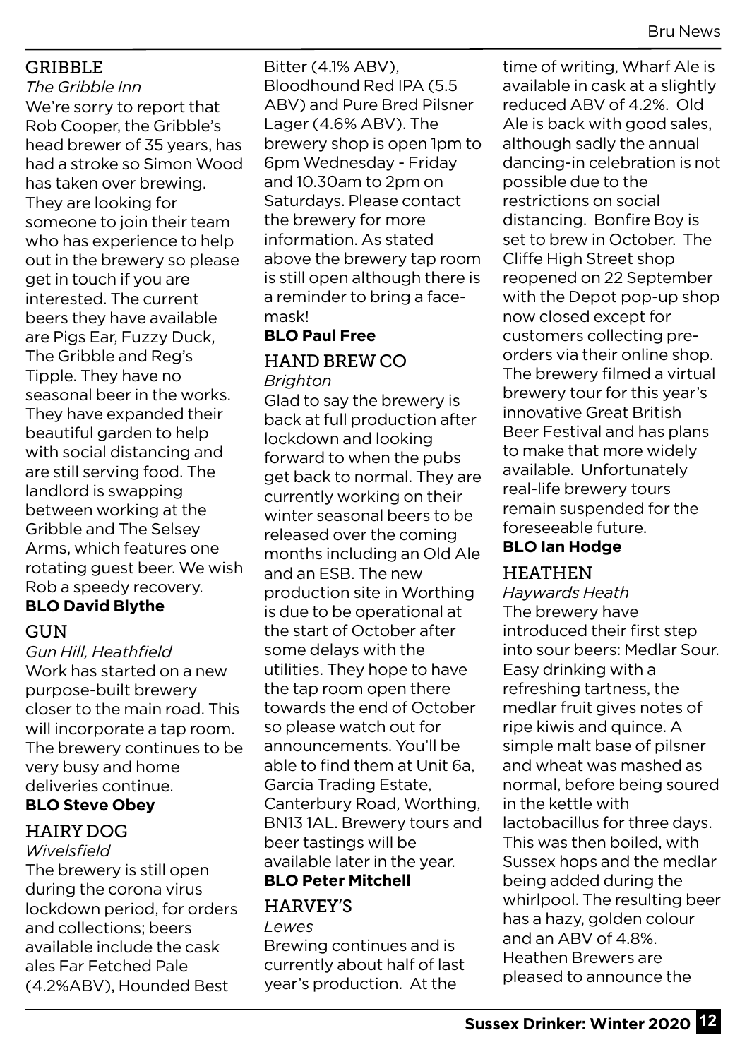## GRIBBLE

*The Gribble Inn*

We're sorry to report that Rob Cooper, the Gribble's head brewer of 35 years, has had a stroke so Simon Wood has taken over brewing. They are looking for someone to join their team who has experience to help out in the brewery so please get in touch if you are interested. The current beers they have available are Pigs Ear, Fuzzy Duck, The Gribble and Reg's Tipple. They have no seasonal beer in the works. They have expanded their beautiful garden to help with social distancing and are still serving food. The landlord is swapping between working at the Gribble and The Selsey Arms, which features one rotating guest beer. We wish Rob a speedy recovery.

**BLO David Blythe**

## GUN

*Gun Hill, Heathfield*

Work has started on a new purpose-built brewery closer to the main road. This will incorporate a tap room. The brewery continues to be very busy and home deliveries continue.

**BLO Steve Obey**

## HAIRY DOG

*Wivelsfield*

The brewery is still open during the corona virus lockdown period, for orders and collections; beers available include the cask ales Far Fetched Pale (4.2%ABV), Hounded Best Bitter (4.1% ABV), Bloodhound Red IPA (5.5 ABV) and Pure Bred Pilsner Lager (4.6% ABV). The brewery shop is open 1pm to 6pm Wednesday - Friday and 10.30am to 2pm on Saturdays. Please contact the brewery for more information. As stated above the brewery tap room is still open although there is a reminder to bring a face-mask!

**BLO Paul Free**

## HAND BREW CO

*Brighton*

Glad to say the brewery is back at full production after lockdown and looking forward to when the pubs get back to normal. They are currently working on their winter seasonal beers to be released over the coming months including an Old Ale and an ESB. The new production site in Worthing is due to be operational at the start of October after some delays with the utilities. They hope to have the tap room open there towards the end of October so please watch out for announcements. You'll be able to find them at Unit 6a, Garcia Trading Estate, Canterbury Road, Worthing, BN13 1AL. Brewery tours and beer tastings will be available later in the year.

**BLO Peter Mitchell**

## HARVEY'S

*Lewes*

Brewing continues and is currently about half of last year's production. At the time of writing, Wharf Ale is available in cask at a slightly reduced ABV of 4.2%. Old Ale is back with good sales, although sadly the annual dancing-in celebration is not possible due to the restrictions on social distancing. Bonfire Boy is set to brew in October. The Cliffe High Street shop reopened on 22 September with the Depot pop-up shop now closed except for customers collecting pre-orders via their online shop. The brewery filmed a virtual brewery tour for this year's innovative Great British Beer Festival and has plans to make that more widely available. Unfortunately real-life brewery tours remain suspended for the foreseeable future.

**BLO Ian Hodge**

## HEATHEN

*Haywards Heath*

The brewery have introduced their first step into sour beers: Medlar Sour. Easy drinking with a refreshing tartness, the medlar fruit gives notes of ripe kiwis and quince. A simple malt base of pilsner and wheat was mashed as normal, before being soured in the kettle with lactobacillus for three days. This was then boiled, with Sussex hops and the medlar being added during the whirlpool. The resulting beer has a hazy, golden colour and an ABV of 4.8%. Heathen Brewers are pleased to announce the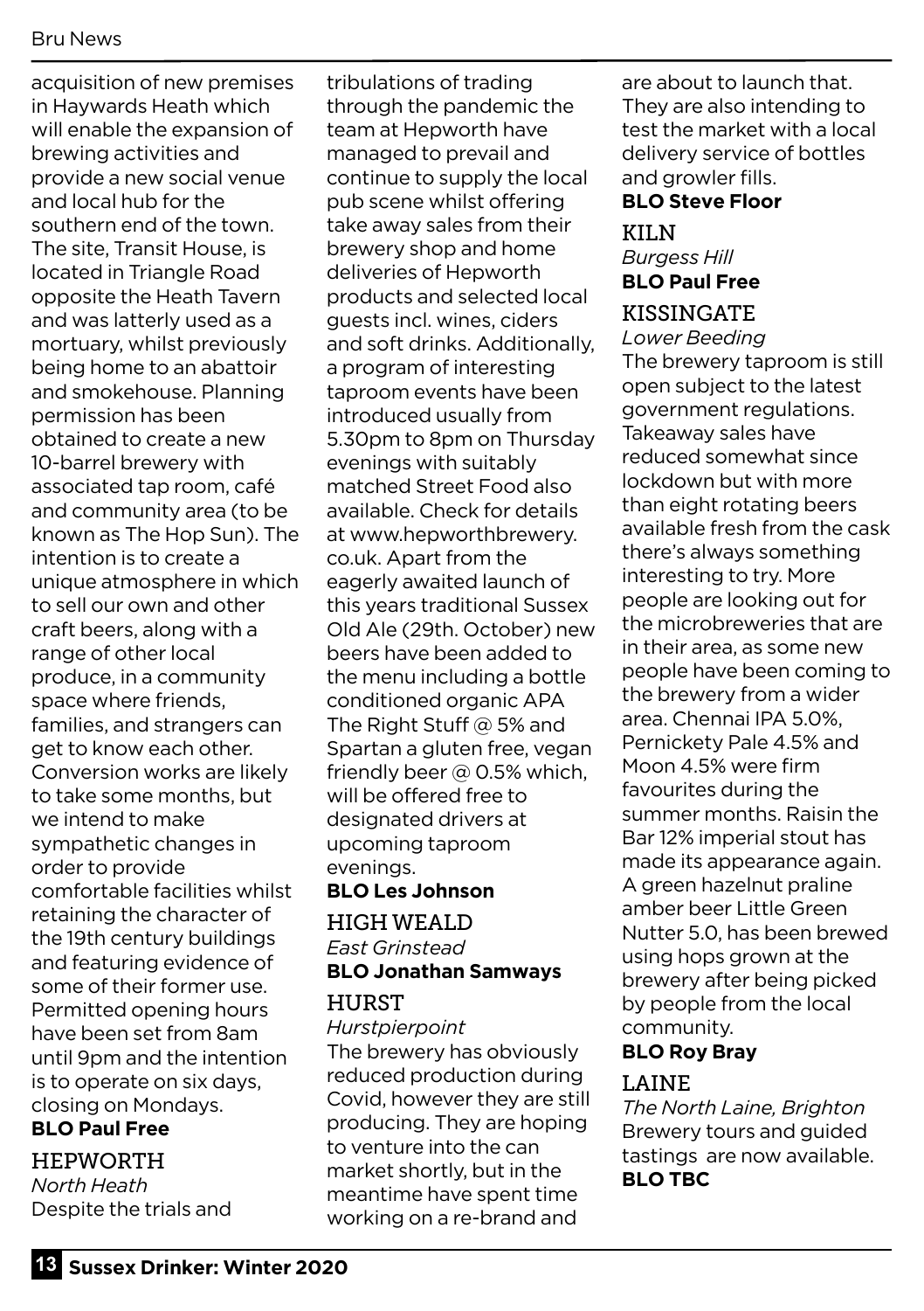acquisition of new premises in Haywards Heath which will enable the expansion of brewing activities and provide a new social venue and local hub for the southern end of the town. The site, Transit House, is located in Triangle Road opposite the Heath Tavern and was latterly used as a mortuary, whilst previously being home to an abattoir and smokehouse. Planning permission has been obtained to create a new 10-barrel brewery with associated tap room, café and community area (to be known as The Hop Sun). The intention is to create a unique atmosphere in which to sell our own and other craft beers, along with a range of other local produce, in a community space where friends, families, and strangers can get to know each other. Conversion works are likely to take some months, but we intend to make sympathetic changes in order to provide comfortable facilities whilst retaining the character of the 19th century buildings and featuring evidence of some of their former use. Permitted opening hours have been set from 8am until 9pm and the intention is to operate on six days, closing on Mondays.

**BLO Paul Free**

## HEPWORTH

*North Heath*

Despite the trials and tribulations of trading through the pandemic the team at Hepworth have managed to prevail and continue to supply the local pub scene whilst offering take away sales from their brewery shop and home deliveries of Hepworth products and selected local guests incl. wines, ciders and soft drinks. Additionally, a program of interesting taproom events have been introduced usually from 5.30pm to 8pm on Thursday evenings with suitably matched Street Food also available. Check for details at www.hepworthbrewery.co.uk. Apart from the eagerly awaited launch of this years traditional Sussex Old Ale (29th. October) new beers have been added to the menu including a bottle conditioned organic APA The Right Stuff @ 5% and Spartan a gluten free, vegan friendly beer @ 0.5% which, will be offered free to designated drivers at upcoming taproom evenings.

**BLO Les Johnson**

## HIGH WEALD

*East Grinstead*

**BLO Jonathan Samways**

## HURST

*Hurstpierpoint*

The brewery has obviously reduced production during Covid, however they are still producing. They are hoping to venture into the can market shortly, but in the meantime have spent time working on a re-brand and are about to launch that. They are also intending to test the market with a local delivery service of bottles and growler fills.

**BLO Steve Floor**

## KILN

*Burgess Hill*

**BLO Paul Free**

## KISSINGATE

*Lower Beeding*

The brewery taproom is still open subject to the latest government regulations. Takeaway sales have reduced somewhat since lockdown but with more than eight rotating beers available fresh from the cask there's always something interesting to try. More people are looking out for the microbreweries that are in their area, as some new people have been coming to the brewery from a wider area. Chennai IPA 5.0%, Pernickety Pale 4.5% and Moon 4.5% were firm favourites during the summer months. Raisin the Bar 12% imperial stout has made its appearance again. A green hazelnut praline amber beer Little Green Nutter 5.0, has been brewed using hops grown at the brewery after being picked by people from the local community.

**BLO Roy Bray**

## LAINE

*The North Laine, Brighton*

Brewery tours and guided tastings are now available.

**BLO TBC**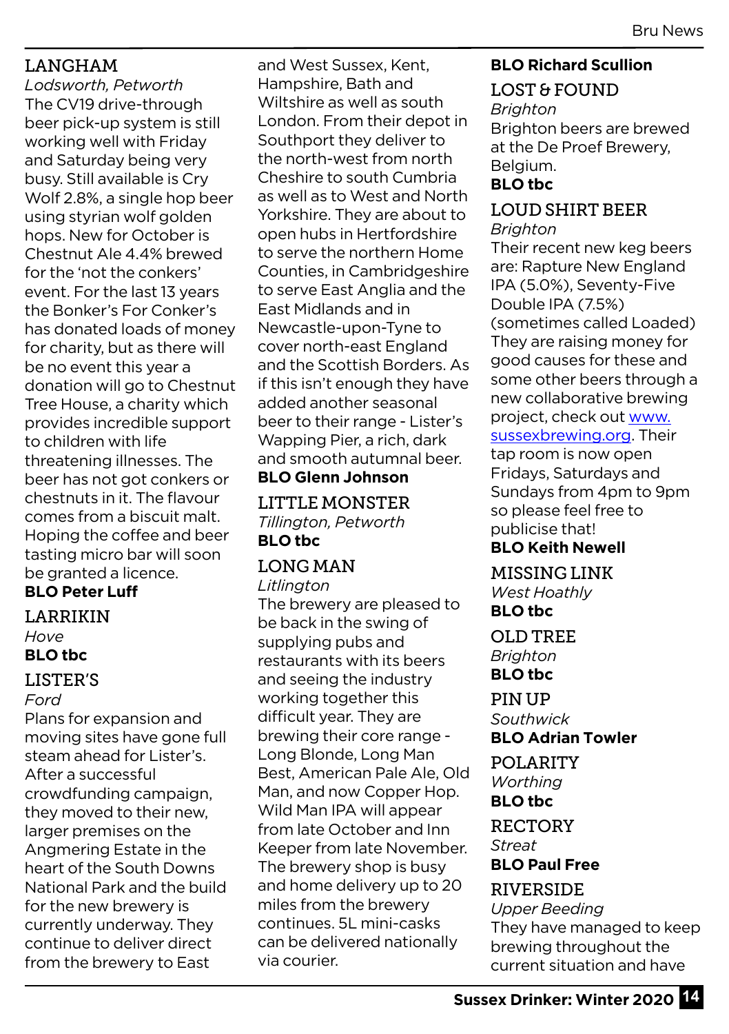## LANGHAM

*Lodsworth, Petworth*

The CV19 drive-through beer pick-up system is still working well with Friday and Saturday being very busy. Still available is Cry Wolf 2.8%, a single hop beer using styrian wolf golden hops. New for October is Chestnut Ale 4.4% brewed for the 'not the conkers' event. For the last 13 years the Bonker's For Conker's has donated loads of money for charity, but as there will be no event this year a donation will go to Chestnut Tree House, a charity which provides incredible support to children with life threatening illnesses. The beer has not got conkers or chestnuts in it. The flavour comes from a biscuit malt. Hoping the coffee and beer tasting micro bar will soon be granted a licence.

**BLO Peter Luff**

## LARRIKIN

*Hove*

**BLO tbc**

## LISTER'S

*Ford*

Plans for expansion and moving sites have gone full steam ahead for Lister's. After a successful crowdfunding campaign, they moved to their new, larger premises on the Angmering Estate in the heart of the South Downs National Park and the build for the new brewery is currently underway. They continue to deliver direct from the brewery to East and West Sussex, Kent, Hampshire, Bath and Wiltshire as well as south London. From their depot in Southport they deliver to the north-west from north Cheshire to south Cumbria as well as to West and North Yorkshire. They are about to open hubs in Hertfordshire to serve the northern Home Counties, in Cambridgeshire to serve East Anglia and the East Midlands and in Newcastle-upon-Tyne to cover north-east England and the Scottish Borders. As if this isn't enough they have added another seasonal beer to their range - Lister's Wapping Pier, a rich, dark and smooth autumnal beer.

**BLO Glenn Johnson**

## LITTLE MONSTER

*Tillington, Petworth*

**BLO tbc**

## LONG MAN

*Litlington*

The brewery are pleased to be back in the swing of supplying pubs and restaurants with its beers and seeing the industry working together this difficult year. They are brewing their core range - Long Blonde, Long Man Best, American Pale Ale, Old Man, and now Copper Hop. Wild Man IPA will appear from late October and Inn Keeper from late November. The brewery shop is busy and home delivery up to 20 miles from the brewery continues. 5L mini-casks can be delivered nationally via courier.

**BLO Richard Scullion**

## LOST & FOUND

*Brighton*

Brighton beers are brewed at the De Proef Brewery, Belgium.

**BLO tbc**

## LOUD SHIRT BEER

*Brighton*

Their recent new keg beers are: Rapture New England IPA (5.0%), Seventy-Five Double IPA (7.5%) (sometimes called Loaded) They are raising money for good causes for these and some other beers through a new collaborative brewing project, check out www.sussexbrewing.org. Their tap room is now open Fridays, Saturdays and Sundays from 4pm to 9pm so please feel free to publicise that!

**BLO Keith Newell**

## MISSING LINK

*West Hoathly*

**BLO tbc**

## OLD TREE

*Brighton*

**BLO tbc**

## PIN UP

*Southwick*

**BLO Adrian Towler**

## POLARITY

*Worthing*

**BLO tbc**

## RECTORY

*Streat*

**BLO Paul Free**

## RIVERSIDE

*Upper Beeding*

They have managed to keep brewing throughout the current situation and have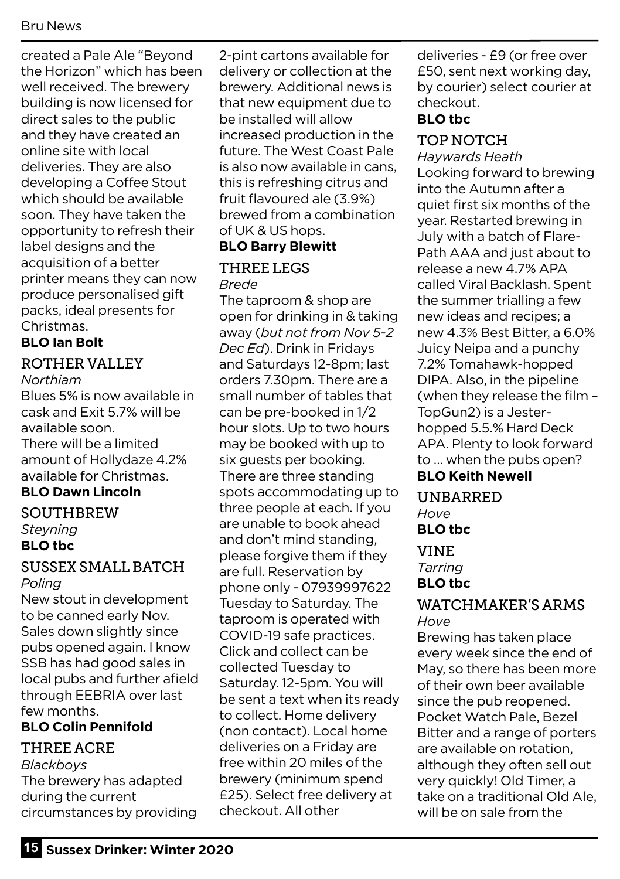created a Pale Ale "Beyond the Horizon" which has been well received. The brewery building is now licensed for direct sales to the public and they have created an online site with local deliveries. They are also developing a Coffee Stout which should be available soon. They have taken the opportunity to refresh their label designs and the acquisition of a better printer means they can now produce personalised gift packs, ideal presents for Christmas.

**BLO Ian Bolt**

## ROTHER VALLEY

*Northiam*

Blues 5% is now available in cask and Exit 5.7% will be available soon.

There will be a limited amount of Hollydaze 4.2% available for Christmas.

**BLO Dawn Lincoln**

## SOUTHBREW

*Steyning*

**BLO tbc**

## SUSSEX SMALL BATCH

*Poling*

New stout in development to be canned early Nov. Sales down slightly since pubs opened again. I know SSB has had good sales in local pubs and further afield through EEBRIA over last few months.

**BLO Colin Pennifold**

## THREE ACRE

*Blackboys*

The brewery has adapted during the current circumstances by providing 2-pint cartons available for delivery or collection at the brewery. Additional news is that new equipment due to be installed will allow increased production in the future. The West Coast Pale is also now available in cans, this is refreshing citrus and fruit flavoured ale (3.9%) brewed from a combination of UK & US hops.

**BLO Barry Blewitt**

## THREE LEGS

*Brede*

The taproom & shop are open for drinking in & taking away (*but not from Nov 5-2 Dec Ed*). Drink in Fridays and Saturdays 12-8pm; last orders 7.30pm. There are a small number of tables that can be pre-booked in 1/2 hour slots. Up to two hours may be booked with up to six guests per booking. There are three standing spots accommodating up to three people at each. If you are unable to book ahead and don't mind standing, please forgive them if they are full. Reservation by phone only - 07939997622 Tuesday to Saturday. The taproom is operated with COVID-19 safe practices. Click and collect can be collected Tuesday to Saturday. 12-5pm. You will be sent a text when its ready to collect. Home delivery (non contact). Local home deliveries on a Friday are free within 20 miles of the brewery (minimum spend £25). Select free delivery at checkout. All other deliveries - £9 (or free over £50, sent next working day, by courier) select courier at checkout.

**BLO tbc**

## TOP NOTCH

*Haywards Heath*

Looking forward to brewing into the Autumn after a quiet first six months of the year. Restarted brewing in July with a batch of Flare-Path AAA and just about to release a new 4.7% APA called Viral Backlash. Spent the summer trialling a few new ideas and recipes; a new 4.3% Best Bitter, a 6.0% Juicy Neipa and a punchy 7.2% Tomahawk-hopped DIPA. Also, in the pipeline (when they release the film – TopGun2) is a Jester-hopped 5.5.% Hard Deck APA. Plenty to look forward to … when the pubs open?

**BLO Keith Newell**

## UNBARRED

*Hove*

**BLO tbc**

## VINE

*Tarring*

**BLO tbc**

## WATCHMAKER'S ARMS

*Hove*

Brewing has taken place every week since the end of May, so there has been more of their own beer available since the pub reopened. Pocket Watch Pale, Bezel Bitter and a range of porters are available on rotation, although they often sell out very quickly! Old Timer, a take on a traditional Old Ale, will be on sale from the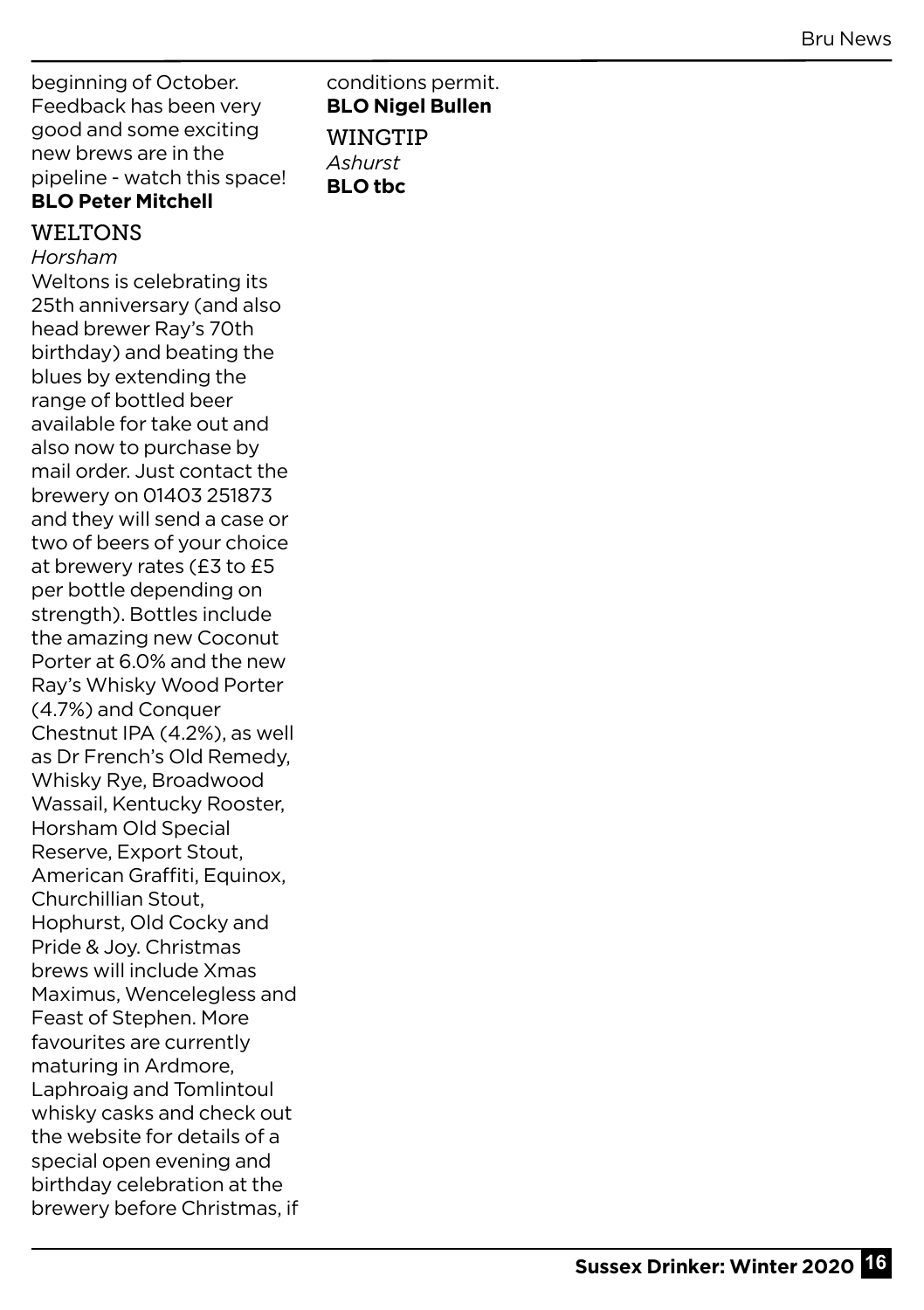beginning of October. Feedback has been very good and some exciting new brews are in the pipeline - watch this space!
**BLO Peter Mitchell**

### WELTONS

*Horsham*

Weltons is celebrating its 25th anniversary (and also head brewer Ray's 70th birthday) and beating the blues by extending the range of bottled beer available for take out and also now to purchase by mail order. Just contact the brewery on 01403 251873 and they will send a case or two of beers of your choice at brewery rates (£3 to £5 per bottle depending on strength). Bottles include the amazing new Coconut Porter at 6.0% and the new Ray's Whisky Wood Porter (4.7%) and Conquer Chestnut IPA (4.2%), as well as Dr French's Old Remedy, Whisky Rye, Broadwood Wassail, Kentucky Rooster, Horsham Old Special Reserve, Export Stout, American Graffiti, Equinox, Churchillian Stout, Hophurst, Old Cocky and Pride & Joy. Christmas brews will include Xmas Maximus, Wencelegless and Feast of Stephen. More favourites are currently maturing in Ardmore, Laphroaig and Tomlintoul whisky casks and check out the website for details of a special open evening and birthday celebration at the brewery before Christmas, if conditions permit.
**BLO Nigel Bullen**

### WINGTIP

*Ashurst*

**BLO tbc**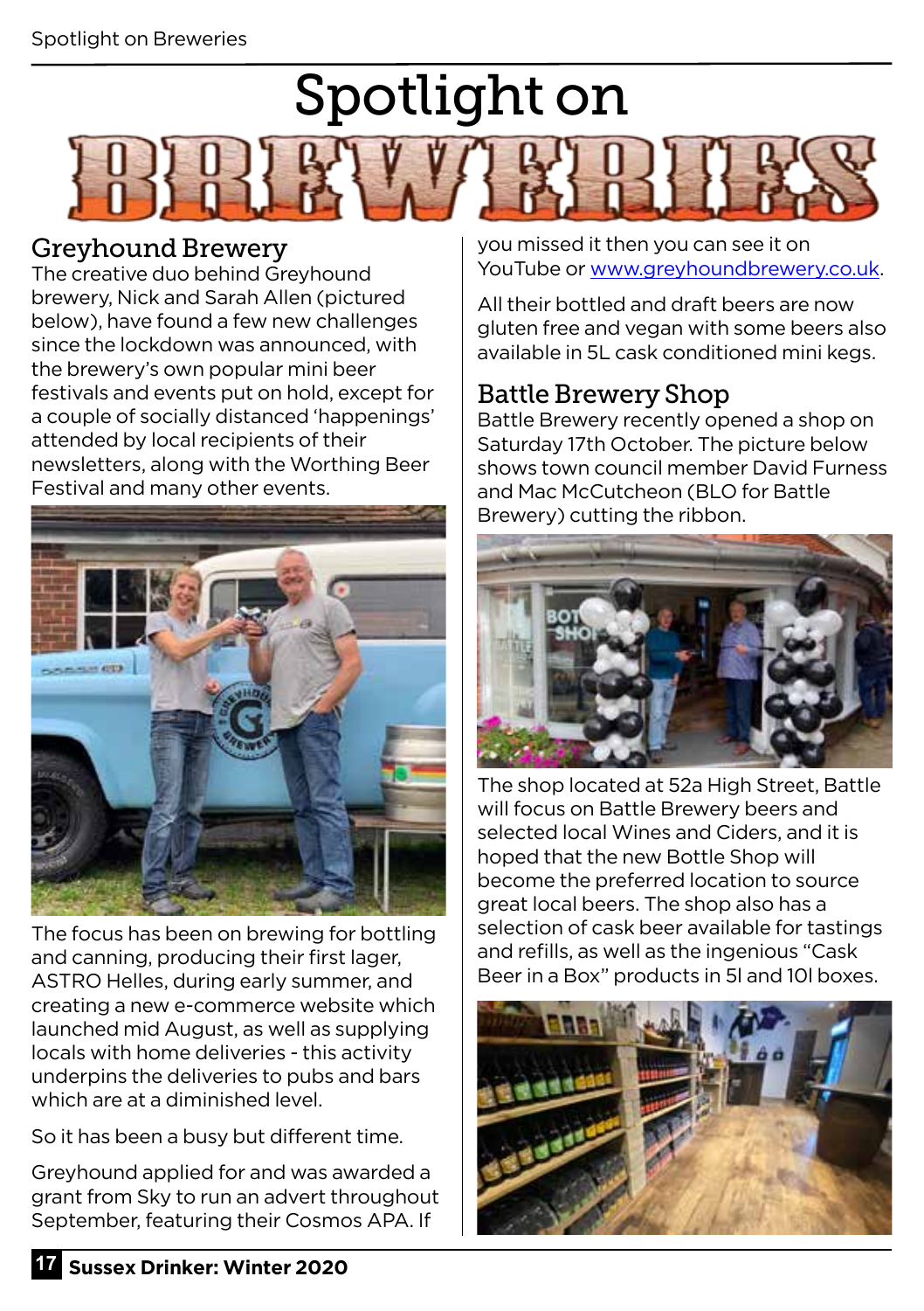# Spotlight on BREWERIES

## Greyhound Brewery

The creative duo behind Greyhound brewery, Nick and Sarah Allen (pictured below), have found a few new challenges since the lockdown was announced, with the brewery's own popular mini beer festivals and events put on hold, except for a couple of socially distanced 'happenings' attended by local recipients of their newsletters, along with the Worthing Beer Festival and many other events.

The focus has been on brewing for bottling and canning, producing their first lager, ASTRO Helles, during early summer, and creating a new e-commerce website which launched mid August, as well as supplying locals with home deliveries - this activity underpins the deliveries to pubs and bars which are at a diminished level.

So it has been a busy but different time.

Greyhound applied for and was awarded a grant from Sky to run an advert throughout September, featuring their Cosmos APA. If you missed it then you can see it on YouTube or www.greyhoundbrewery.co.uk.

All their bottled and draft beers are now gluten free and vegan with some beers also available in 5L cask conditioned mini kegs.

## Battle Brewery Shop

Battle Brewery recently opened a shop on Saturday 17th October. The picture below shows town council member David Furness and Mac McCutcheon (BLO for Battle Brewery) cutting the ribbon.

The shop located at 52a High Street, Battle will focus on Battle Brewery beers and selected local Wines and Ciders, and it is hoped that the new Bottle Shop will become the preferred location to source great local beers. The shop also has a selection of cask beer available for tastings and refills, as well as the ingenious "Cask Beer in a Box" products in 5l and 10l boxes.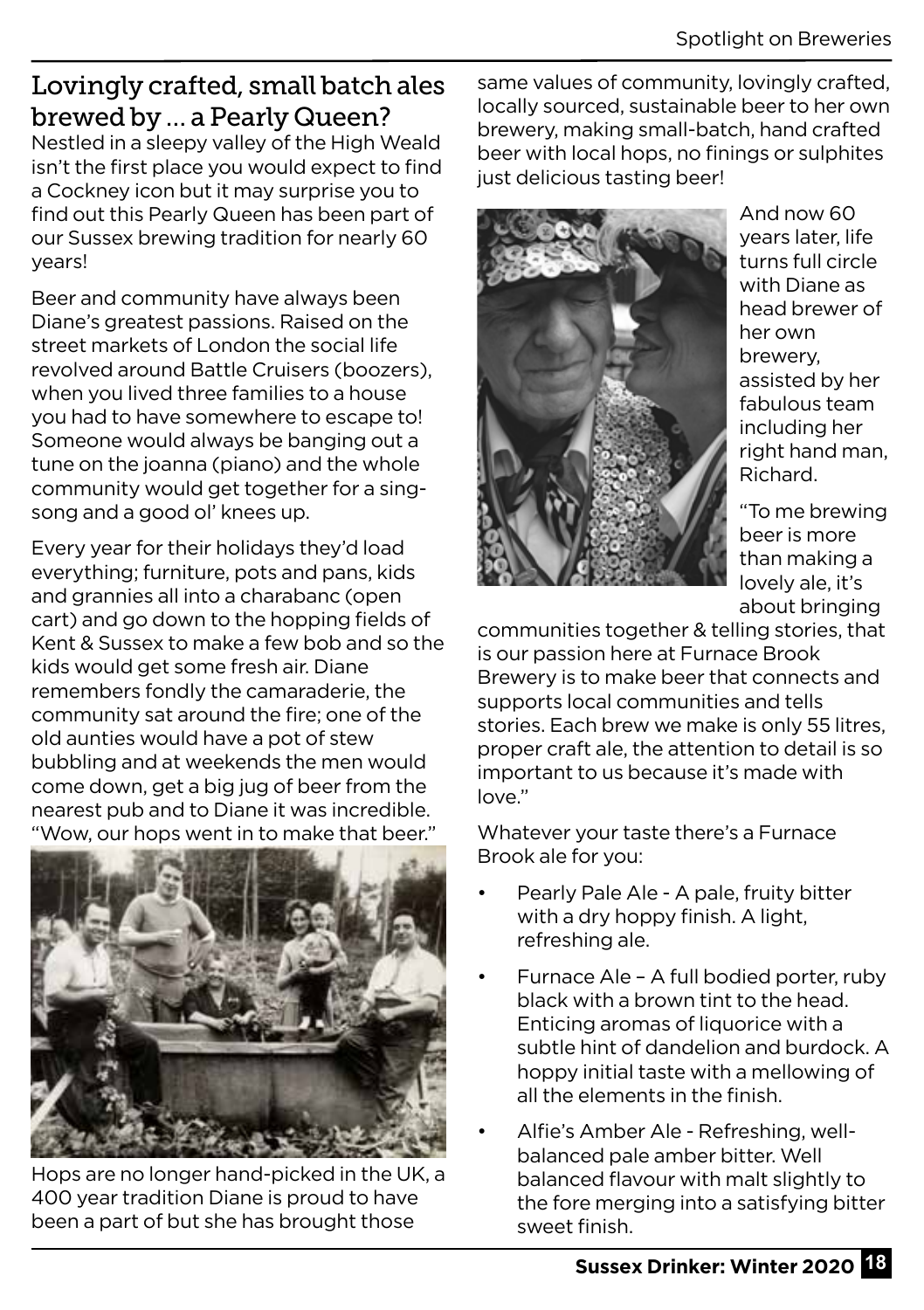## Lovingly crafted, small batch ales brewed by … a Pearly Queen?

Nestled in a sleepy valley of the High Weald isn't the first place you would expect to find a Cockney icon but it may surprise you to find out this Pearly Queen has been part of our Sussex brewing tradition for nearly 60 years!

Beer and community have always been Diane's greatest passions. Raised on the street markets of London the social life revolved around Battle Cruisers (boozers), when you lived three families to a house you had to have somewhere to escape to! Someone would always be banging out a tune on the joanna (piano) and the whole community would get together for a sing-song and a good ol' knees up.

Every year for their holidays they'd load everything; furniture, pots and pans, kids and grannies all into a charabanc (open cart) and go down to the hopping fields of Kent & Sussex to make a few bob and so the kids would get some fresh air. Diane remembers fondly the camaraderie, the community sat around the fire; one of the old aunties would have a pot of stew bubbling and at weekends the men would come down, get a big jug of beer from the nearest pub and to Diane it was incredible. "Wow, our hops went in to make that beer."

Hops are no longer hand-picked in the UK, a 400 year tradition Diane is proud to have been a part of but she has brought those same values of community, lovingly crafted, locally sourced, sustainable beer to her own brewery, making small-batch, hand crafted beer with local hops, no finings or sulphites just delicious tasting beer!

And now 60 years later, life turns full circle with Diane as head brewer of her own brewery, assisted by her fabulous team including her right hand man, Richard.

"To me brewing beer is more than making a lovely ale, it's about bringing communities together & telling stories, that is our passion here at Furnace Brook Brewery is to make beer that connects and supports local communities and tells stories. Each brew we make is only 55 litres, proper craft ale, the attention to detail is so important to us because it's made with love."

Whatever your taste there's a Furnace Brook ale for you:

- Pearly Pale Ale - A pale, fruity bitter with a dry hoppy finish. A light, refreshing ale.
- Furnace Ale – A full bodied porter, ruby black with a brown tint to the head. Enticing aromas of liquorice with a subtle hint of dandelion and burdock. A hoppy initial taste with a mellowing of all the elements in the finish.
- Alfie's Amber Ale - Refreshing, well-balanced pale amber bitter. Well balanced flavour with malt slightly to the fore merging into a satisfying bitter sweet finish.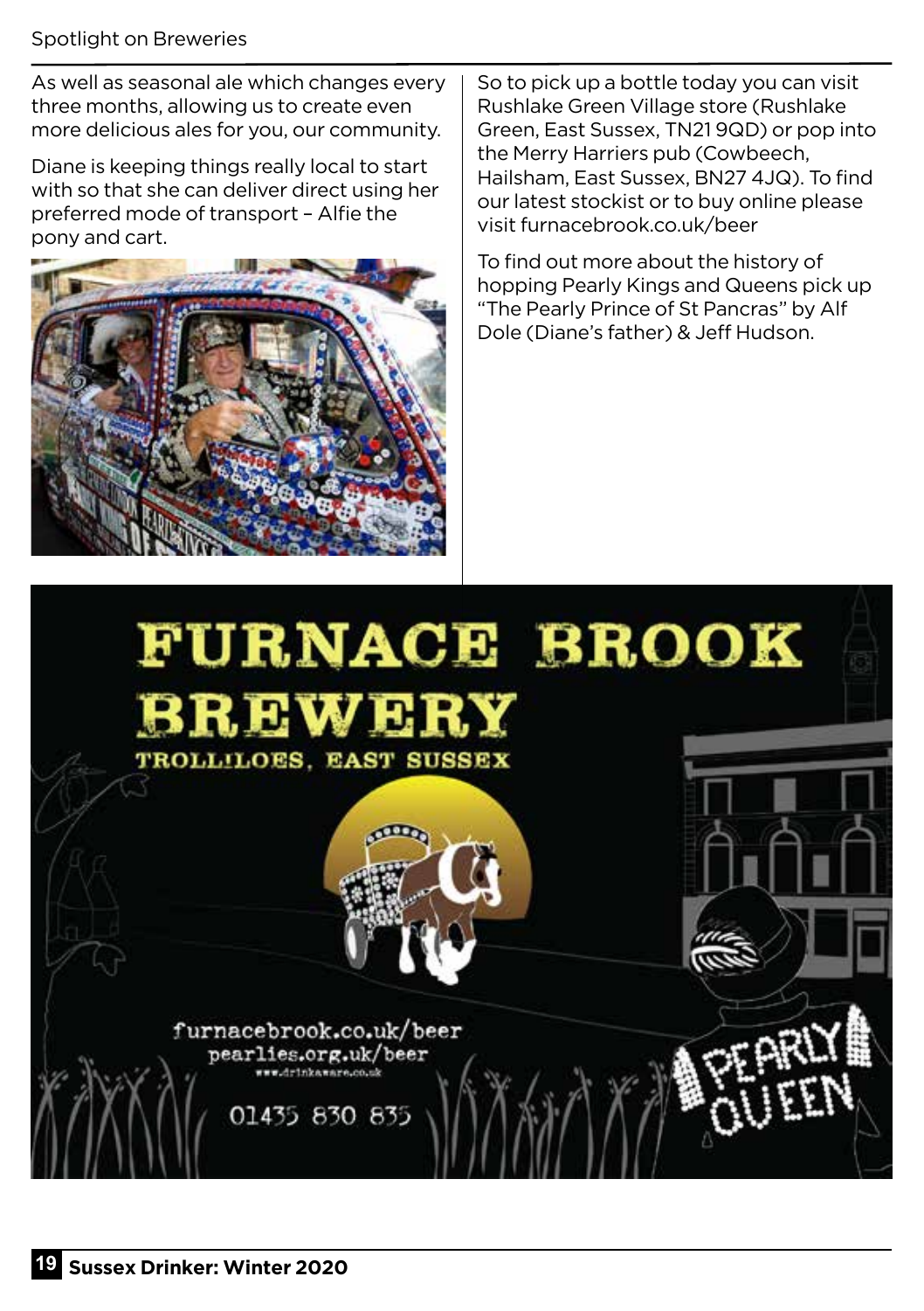As well as seasonal ale which changes every three months, allowing us to create even more delicious ales for you, our community.

Diane is keeping things really local to start with so that she can deliver direct using her preferred mode of transport – Alfie the pony and cart.

So to pick up a bottle today you can visit Rushlake Green Village store (Rushlake Green, East Sussex, TN21 9QD) or pop into the Merry Harriers pub (Cowbeech, Hailsham, East Sussex, BN27 4JQ). To find our latest stockist or to buy online please visit furnacebrook.co.uk/beer

To find out more about the history of hopping Pearly Kings and Queens pick up "The Pearly Prince of St Pancras" by Alf Dole (Diane's father) & Jeff Hudson.

**FURNACE BROOK BREWERY**

**TROLLILOES, EAST SUSSEX**

furnacebrook.co.uk/beer
pearlies.org.uk/beer
www.drinkaware.co.uk

01435 830 835

PEARLY QUEEN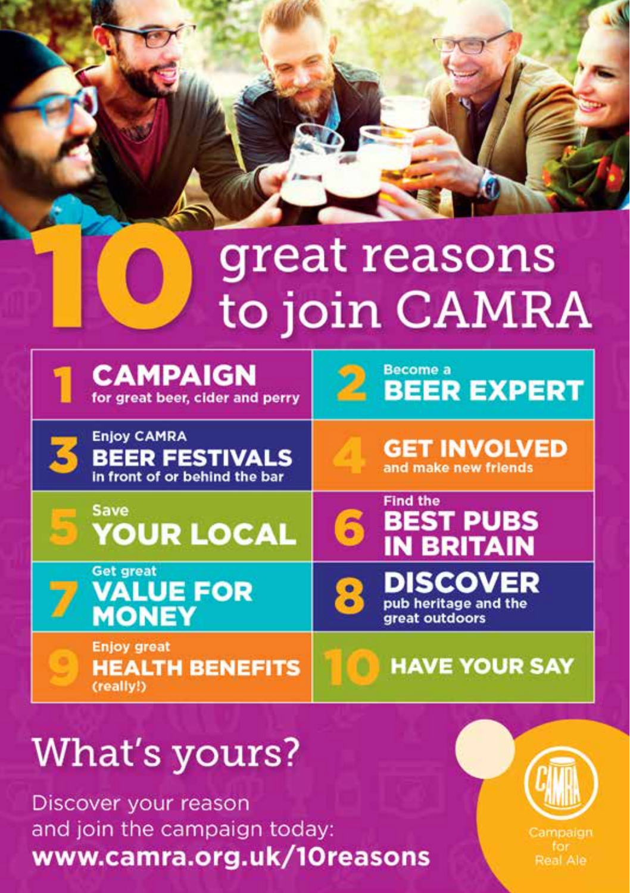# 10 great reasons to join CAMRA

1. **CAMPAIGN** for great beer, cider and perry
2. Become a **BEER EXPERT**
3. Enjoy CAMRA **BEER FESTIVALS** in front of or behind the bar
4. **GET INVOLVED** and make new friends
5. Save **YOUR LOCAL**
6. Find the **BEST PUBS IN BRITAIN**
7. Get great **VALUE FOR MONEY**
8. **DISCOVER** pub heritage and the great outdoors
9. Enjoy great **HEALTH BENEFITS** (really!)
10. **HAVE YOUR SAY**

## What's yours?

Discover your reason and join the campaign today:
**www.camra.org.uk/10reasons**

Campaign for Real Ale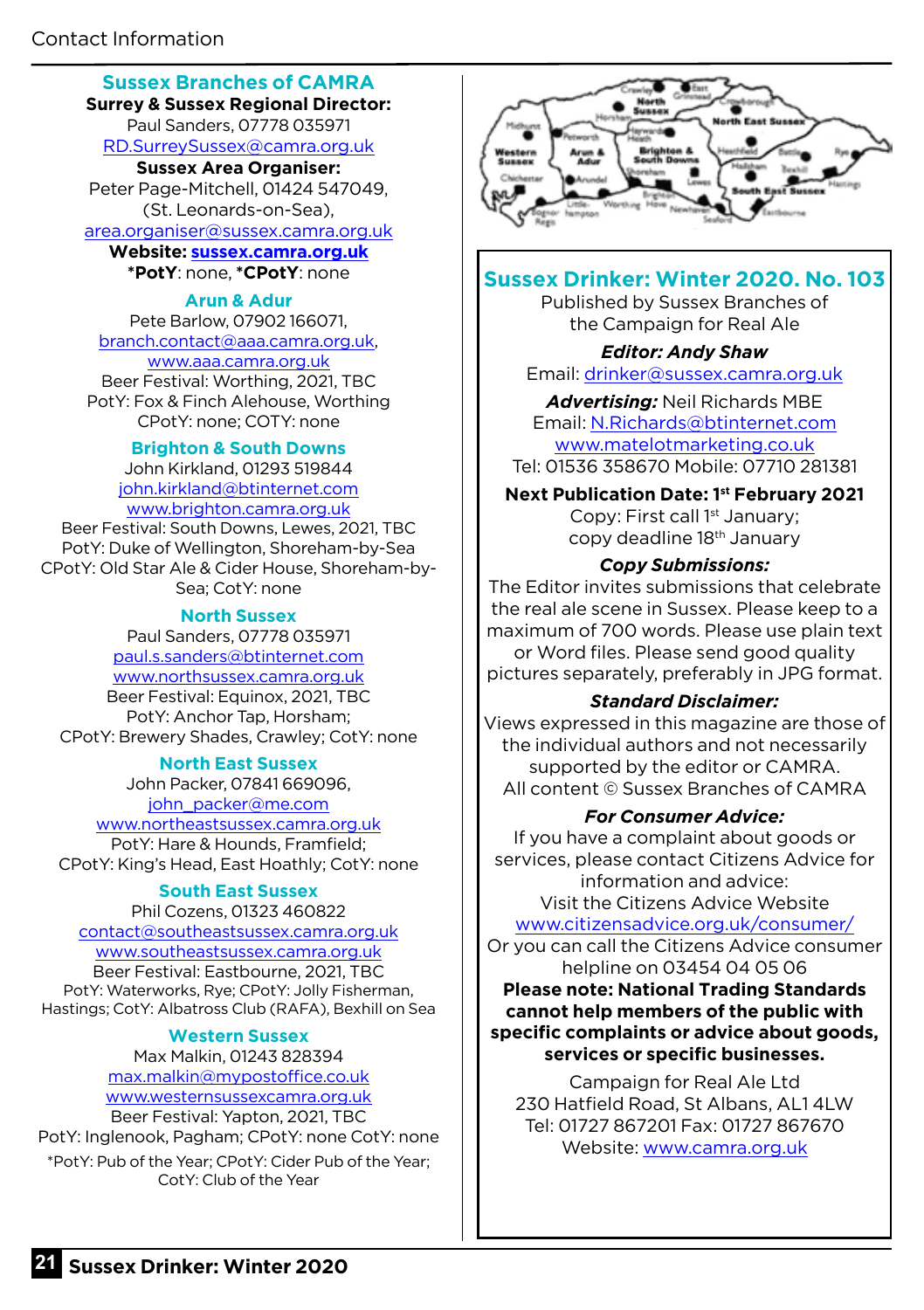# Contact Information

## Sussex Branches of CAMRA

**Surrey & Sussex Regional Director:**
Paul Sanders, 07778 035971
RD.SurreySussex@camra.org.uk

**Sussex Area Organiser:**
Peter Page-Mitchell, 01424 547049,
(St. Leonards-on-Sea),
area.organiser@sussex.camra.org.uk

**Website: sussex.camra.org.uk**

***PotY**: none, ***CPotY**: none

### Arun & Adur

Pete Barlow, 07902 166071,
branch.contact@aaa.camra.org.uk,
www.aaa.camra.org.uk
Beer Festival: Worthing, 2021, TBC
PotY: Fox & Finch Alehouse, Worthing
CPotY: none; COTY: none

### Brighton & South Downs

John Kirkland, 01293 519844
john.kirkland@btinternet.com
www.brighton.camra.org.uk
Beer Festival: South Downs, Lewes, 2021, TBC
PotY: Duke of Wellington, Shoreham-by-Sea
CPotY: Old Star Ale & Cider House, Shoreham-by-Sea; CotY: none

### North Sussex

Paul Sanders, 07778 035971
paul.s.sanders@btinternet.com
www.northsussex.camra.org.uk
Beer Festival: Equinox, 2021, TBC
PotY: Anchor Tap, Horsham;
CPotY: Brewery Shades, Crawley; CotY: none

### North East Sussex

John Packer, 07841 669096,
john_packer@me.com
www.northeastsussex.camra.org.uk
PotY: Hare & Hounds, Framfield;
CPotY: King's Head, East Hoathly; CotY: none

### South East Sussex

Phil Cozens, 01323 460822
contact@southeastsussex.camra.org.uk
www.southeastsussex.camra.org.uk
Beer Festival: Eastbourne, 2021, TBC
PotY: Waterworks, Rye; CPotY: Jolly Fisherman, Hastings; CotY: Albatross Club (RAFA), Bexhill on Sea

### Western Sussex

Max Malkin, 01243 828394
max.malkin@mypostoffice.co.uk
www.westernsussexcamra.org.uk
Beer Festival: Yapton, 2021, TBC
PotY: Inglenook, Pagham; CPotY: none CotY: none

*PotY: Pub of the Year; CPotY: Cider Pub of the Year; CotY: Club of the Year

Crawley
East Grinstead
North Sussex
Horsham
Crowborough
North East Sussex
Midhurst
Petworth
Haywards Heath
Heathfield
Battle
Rye
Western Sussex
Arun & Adur
Brighton & South Downs
Hailsham
Bexhill
Hastings
Chichester
Arundel
Shoreham
Lewes
South East Sussex
Littlehampton
Worthing
Brighton
Hove
Newhaven
Seaford
Eastbourne
Bognor Regis

## Sussex Drinker: Winter 2020. No. 103

Published by Sussex Branches of the Campaign for Real Ale

***Editor: Andy Shaw***
Email: drinker@sussex.camra.org.uk

***Advertising:*** Neil Richards MBE
Email: N.Richards@btinternet.com
www.matelotmarketing.co.uk
Tel: 01536 358670 Mobile: 07710 281381

**Next Publication Date: 1st February 2021**
Copy: First call 1st January;
copy deadline 18th January

***Copy Submissions:***
The Editor invites submissions that celebrate the real ale scene in Sussex. Please keep to a maximum of 700 words. Please use plain text or Word files. Please send good quality pictures separately, preferably in JPG format.

***Standard Disclaimer:***
Views expressed in this magazine are those of the individual authors and not necessarily supported by the editor or CAMRA.
All content © Sussex Branches of CAMRA

***For Consumer Advice:***
If you have a complaint about goods or services, please contact Citizens Advice for information and advice:
Visit the Citizens Advice Website
www.citizensadvice.org.uk/consumer/
Or you can call the Citizens Advice consumer helpline on 03454 04 05 06
**Please note: National Trading Standards cannot help members of the public with specific complaints or advice about goods, services or specific businesses.**

Campaign for Real Ale Ltd
230 Hatfield Road, St Albans, AL1 4LW
Tel: 01727 867201 Fax: 01727 867670
Website: www.camra.org.uk